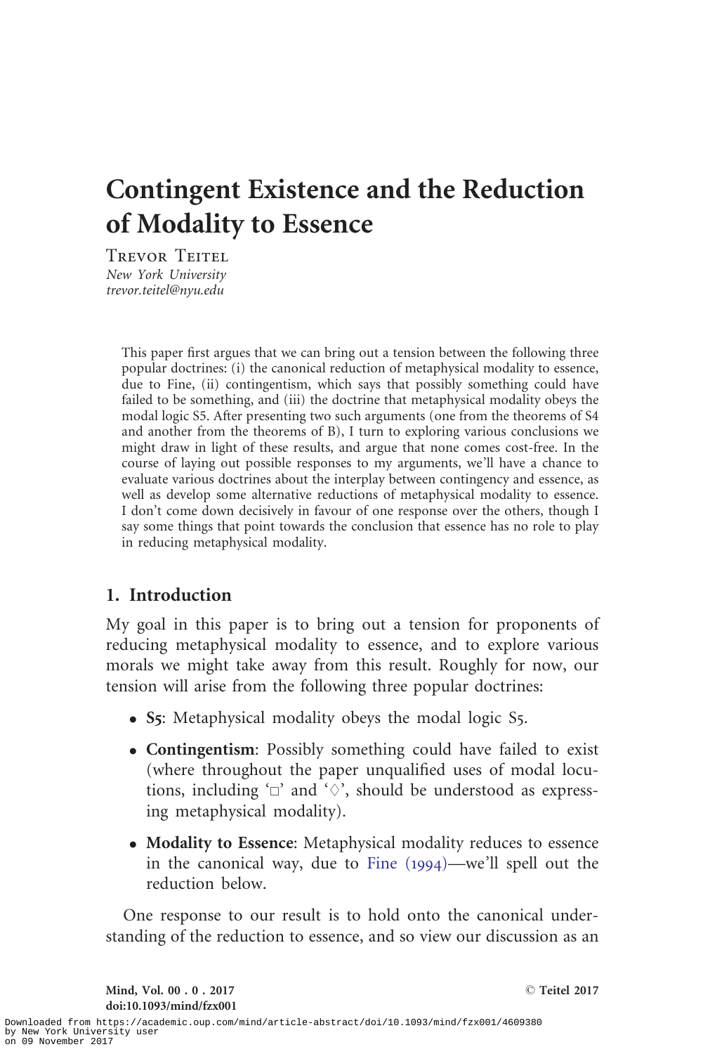# Contingent Existence and the Reduction of Modality to Essence

TREVOR TEITEL
*New York University*
*trevor.teitel@nyu.edu*

This paper first argues that we can bring out a tension between the following three popular doctrines: (i) the canonical reduction of metaphysical modality to essence, due to Fine, (ii) contingentism, which says that possibly something could have failed to be something, and (iii) the doctrine that metaphysical modality obeys the modal logic S5. After presenting two such arguments (one from the theorems of S4 and another from the theorems of B), I turn to exploring various conclusions we might draw in light of these results, and argue that none comes cost-free. In the course of laying out possible responses to my arguments, we'll have a chance to evaluate various doctrines about the interplay between contingency and essence, as well as develop some alternative reductions of metaphysical modality to essence. I don't come down decisively in favour of one response over the others, though I say some things that point towards the conclusion that essence has no role to play in reducing metaphysical modality.

## 1. Introduction

My goal in this paper is to bring out a tension for proponents of reducing metaphysical modality to essence, and to explore various morals we might take away from this result. Roughly for now, our tension will arise from the following three popular doctrines:

- **S5**: Metaphysical modality obeys the modal logic S5.
- **Contingentism**: Possibly something could have failed to exist (where throughout the paper unqualified uses of modal locutions, including '$\Box$' and '$\Diamond$', should be understood as expressing metaphysical modality).
- **Modality to Essence**: Metaphysical modality reduces to essence in the canonical way, due to Fine (1994)—we'll spell out the reduction below.

One response to our result is to hold onto the canonical understanding of the reduction to essence, and so view our discussion as an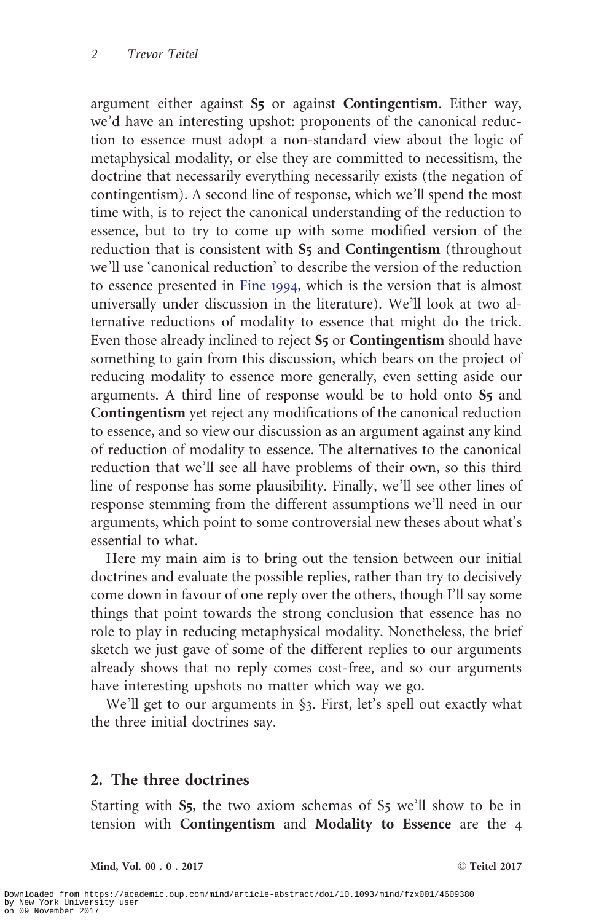argument either against **S5** or against **Contingentism**. Either way, we'd have an interesting upshot: proponents of the canonical reduction to essence must adopt a non-standard view about the logic of metaphysical modality, or else they are committed to necessitism, the doctrine that necessarily everything necessarily exists (the negation of contingentism). A second line of response, which we'll spend the most time with, is to reject the canonical understanding of the reduction to essence, but to try to come up with some modified version of the reduction that is consistent with **S5** and **Contingentism** (throughout we'll use 'canonical reduction' to describe the version of the reduction to essence presented in Fine 1994, which is the version that is almost universally under discussion in the literature). We'll look at two alternative reductions of modality to essence that might do the trick. Even those already inclined to reject **S5** or **Contingentism** should have something to gain from this discussion, which bears on the project of reducing modality to essence more generally, even setting aside our arguments. A third line of response would be to hold onto **S5** and **Contingentism** yet reject any modifications of the canonical reduction to essence, and so view our discussion as an argument against any kind of reduction of modality to essence. The alternatives to the canonical reduction that we'll see all have problems of their own, so this third line of response has some plausibility. Finally, we'll see other lines of response stemming from the different assumptions we'll need in our arguments, which point to some controversial new theses about what's essential to what.

Here my main aim is to bring out the tension between our initial doctrines and evaluate the possible replies, rather than try to decisively come down in favour of one reply over the others, though I'll say some things that point towards the strong conclusion that essence has no role to play in reducing metaphysical modality. Nonetheless, the brief sketch we just gave of some of the different replies to our arguments already shows that no reply comes cost-free, and so our arguments have interesting upshots no matter which way we go.

We'll get to our arguments in §3. First, let's spell out exactly what the three initial doctrines say.

## 2. The three doctrines

Starting with **S5**, the two axiom schemas of S5 we'll show to be in tension with **Contingentism** and **Modality to Essence** are the 4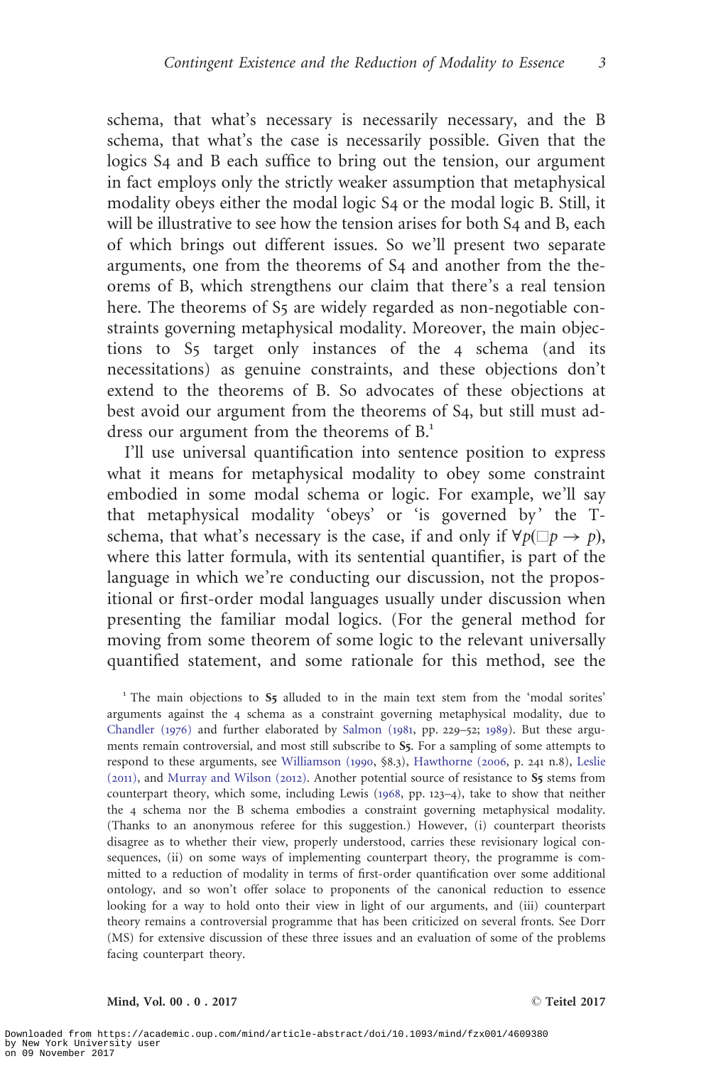schema, that what's necessary is necessarily necessary, and the B schema, that what's the case is necessarily possible. Given that the logics S4 and B each suffice to bring out the tension, our argument in fact employs only the strictly weaker assumption that metaphysical modality obeys either the modal logic S4 or the modal logic B. Still, it will be illustrative to see how the tension arises for both S4 and B, each of which brings out different issues. So we'll present two separate arguments, one from the theorems of S4 and another from the theorems of B, which strengthens our claim that there's a real tension here. The theorems of S5 are widely regarded as non-negotiable constraints governing metaphysical modality. Moreover, the main objections to S5 target only instances of the 4 schema (and its necessitations) as genuine constraints, and these objections don't extend to the theorems of B. So advocates of these objections at best avoid our argument from the theorems of S4, but still must address our argument from the theorems of B.[1]

I'll use universal quantification into sentence position to express what it means for metaphysical modality to obey some constraint embodied in some modal schema or logic. For example, we'll say that metaphysical modality 'obeys' or 'is governed by' the T-schema, that what's necessary is the case, if and only if $\forall p(\Box p \rightarrow p)$, where this latter formula, with its sentential quantifier, is part of the language in which we're conducting our discussion, not the propositional or first-order modal languages usually under discussion when presenting the familiar modal logics. (For the general method for moving from some theorem of some logic to the relevant universally quantified statement, and some rationale for this method, see the

[1] The main objections to **S5** alluded to in the main text stem from the 'modal sorites' arguments against the 4 schema as a constraint governing metaphysical modality, due to Chandler (1976) and further elaborated by Salmon (1981, pp. 229–52; 1989). But these arguments remain controversial, and most still subscribe to **S5**. For a sampling of some attempts to respond to these arguments, see Williamson (1990, §8.3), Hawthorne (2006, p. 241 n.8), Leslie (2011), and Murray and Wilson (2012). Another potential source of resistance to **S5** stems from counterpart theory, which some, including Lewis (1968, pp. 123–4), take to show that neither the 4 schema nor the B schema embodies a constraint governing metaphysical modality. (Thanks to an anonymous referee for this suggestion.) However, (i) counterpart theorists disagree as to whether their view, properly understood, carries these revisionary logical consequences, (ii) on some ways of implementing counterpart theory, the programme is committed to a reduction of modality in terms of first-order quantification over some additional ontology, and so won't offer solace to proponents of the canonical reduction to essence looking for a way to hold onto their view in light of our arguments, and (iii) counterpart theory remains a controversial programme that has been criticized on several fronts. See Dorr (MS) for extensive discussion of these three issues and an evaluation of some of the problems facing counterpart theory.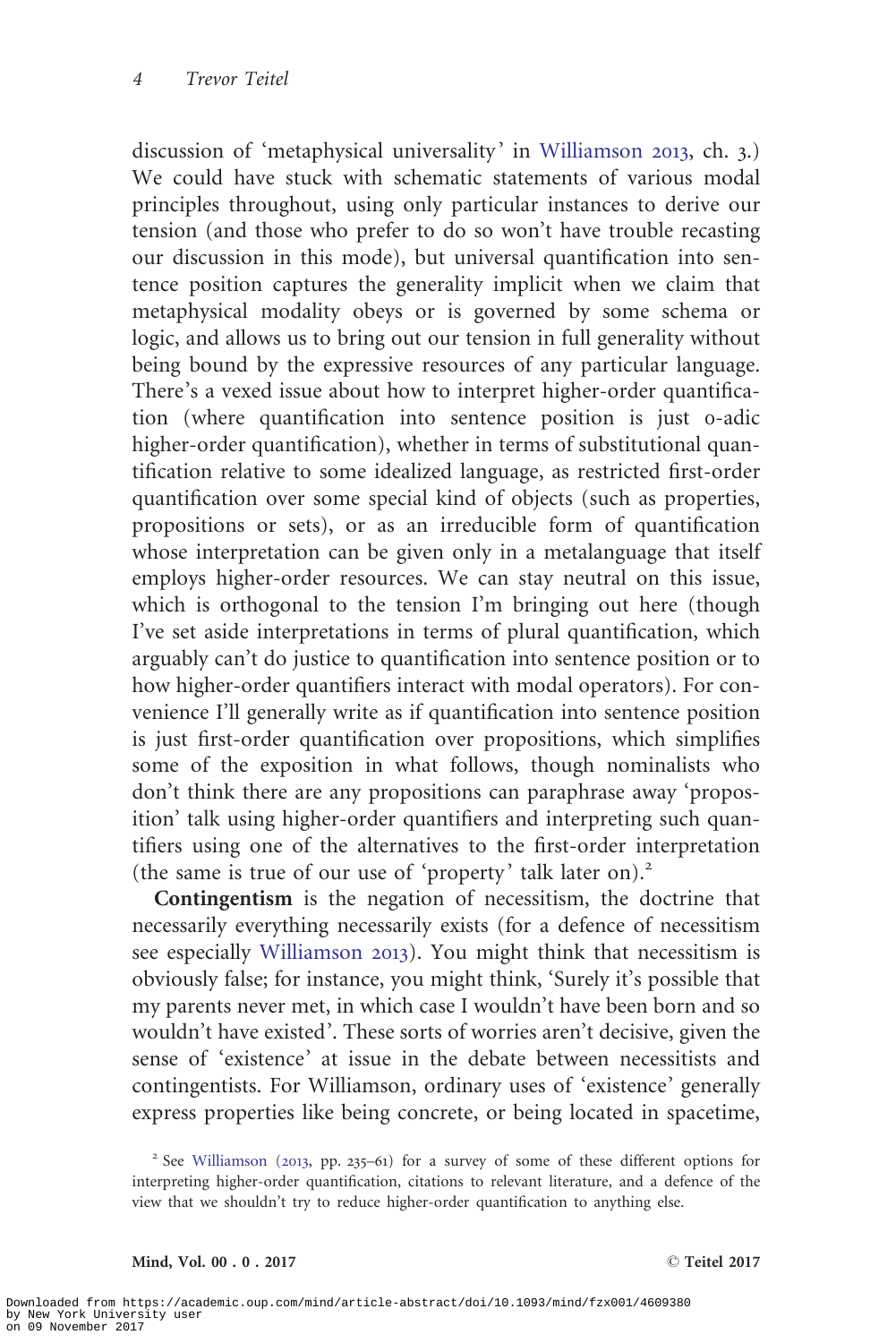discussion of 'metaphysical universality' in Williamson 2013, ch. 3.) We could have stuck with schematic statements of various modal principles throughout, using only particular instances to derive our tension (and those who prefer to do so won't have trouble recasting our discussion in this mode), but universal quantification into sentence position captures the generality implicit when we claim that metaphysical modality obeys or is governed by some schema or logic, and allows us to bring out our tension in full generality without being bound by the expressive resources of any particular language. There's a vexed issue about how to interpret higher-order quantification (where quantification into sentence position is just 0-adic higher-order quantification), whether in terms of substitutional quantification relative to some idealized language, as restricted first-order quantification over some special kind of objects (such as properties, propositions or sets), or as an irreducible form of quantification whose interpretation can be given only in a metalanguage that itself employs higher-order resources. We can stay neutral on this issue, which is orthogonal to the tension I'm bringing out here (though I've set aside interpretations in terms of plural quantification, which arguably can't do justice to quantification into sentence position or to how higher-order quantifiers interact with modal operators). For convenience I'll generally write as if quantification into sentence position is just first-order quantification over propositions, which simplifies some of the exposition in what follows, though nominalists who don't think there are any propositions can paraphrase away 'proposition' talk using higher-order quantifiers and interpreting such quantifiers using one of the alternatives to the first-order interpretation (the same is true of our use of 'property' talk later on).[2]

**Contingentism** is the negation of necessitism, the doctrine that necessarily everything necessarily exists (for a defence of necessitism see especially Williamson 2013). You might think that necessitism is obviously false; for instance, you might think, 'Surely it's possible that my parents never met, in which case I wouldn't have been born and so wouldn't have existed'. These sorts of worries aren't decisive, given the sense of 'existence' at issue in the debate between necessitists and contingentists. For Williamson, ordinary uses of 'existence' generally express properties like being concrete, or being located in spacetime,

[2] See Williamson (2013, pp. 235–61) for a survey of some of these different options for interpreting higher-order quantification, citations to relevant literature, and a defence of the view that we shouldn't try to reduce higher-order quantification to anything else.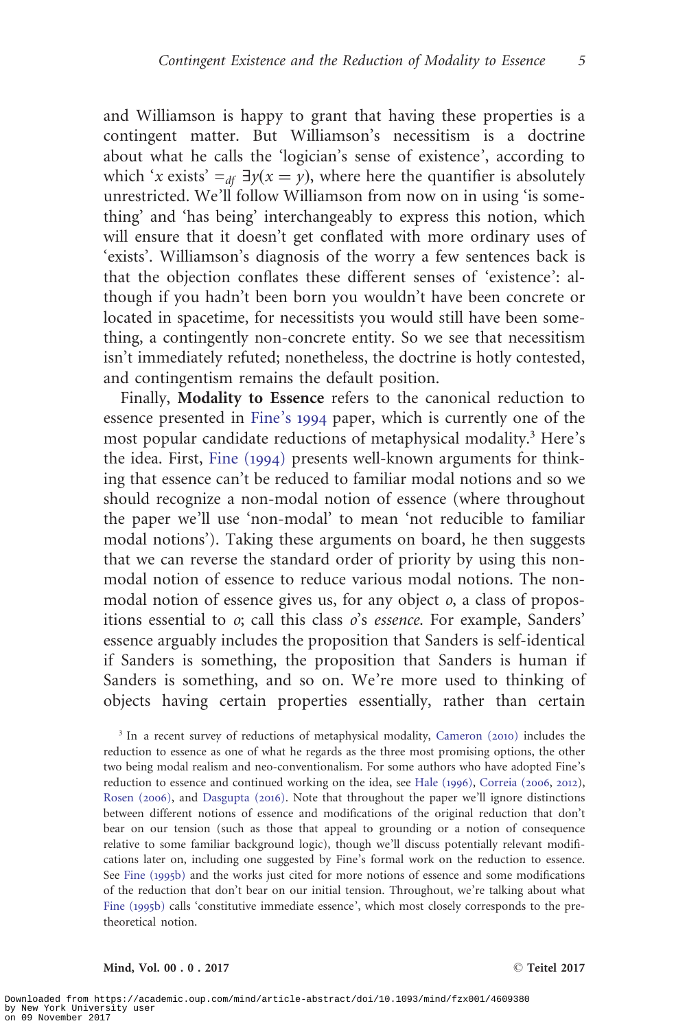and Williamson is happy to grant that having these properties is a contingent matter. But Williamson's necessitism is a doctrine about what he calls the 'logician's sense of existence', according to which '$x$ exists' $=_{df}$ $\exists y(x = y)$, where here the quantifier is absolutely unrestricted. We'll follow Williamson from now on in using 'is something' and 'has being' interchangeably to express this notion, which will ensure that it doesn't get conflated with more ordinary uses of 'exists'. Williamson's diagnosis of the worry a few sentences back is that the objection conflates these different senses of 'existence': although if you hadn't been born you wouldn't have been concrete or located in spacetime, for necessitists you would still have been something, a contingently non-concrete entity. So we see that necessitism isn't immediately refuted; nonetheless, the doctrine is hotly contested, and contingentism remains the default position.

Finally, **Modality to Essence** refers to the canonical reduction to essence presented in Fine's 1994 paper, which is currently one of the most popular candidate reductions of metaphysical modality.[3] Here's the idea. First, Fine (1994) presents well-known arguments for thinking that essence can't be reduced to familiar modal notions and so we should recognize a non-modal notion of essence (where throughout the paper we'll use 'non-modal' to mean 'not reducible to familiar modal notions'). Taking these arguments on board, he then suggests that we can reverse the standard order of priority by using this non-modal notion of essence to reduce various modal notions. The non-modal notion of essence gives us, for any object $o$, a class of propositions essential to $o$; call this class $o$'s *essence*. For example, Sanders' essence arguably includes the proposition that Sanders is self-identical if Sanders is something, the proposition that Sanders is human if Sanders is something, and so on. We're more used to thinking of objects having certain properties essentially, rather than certain

[3] In a recent survey of reductions of metaphysical modality, Cameron (2010) includes the reduction to essence as one of what he regards as the three most promising options, the other two being modal realism and neo-conventionalism. For some authors who have adopted Fine's reduction to essence and continued working on the idea, see Hale (1996), Correia (2006, 2012), Rosen (2006), and Dasgupta (2016). Note that throughout the paper we'll ignore distinctions between different notions of essence and modifications of the original reduction that don't bear on our tension (such as those that appeal to grounding or a notion of consequence relative to some familiar background logic), though we'll discuss potentially relevant modifications later on, including one suggested by Fine's formal work on the reduction to essence. See Fine (1995b) and the works just cited for more notions of essence and some modifications of the reduction that don't bear on our initial tension. Throughout, we're talking about what Fine (1995b) calls 'constitutive immediate essence', which most closely corresponds to the pre-theoretical notion.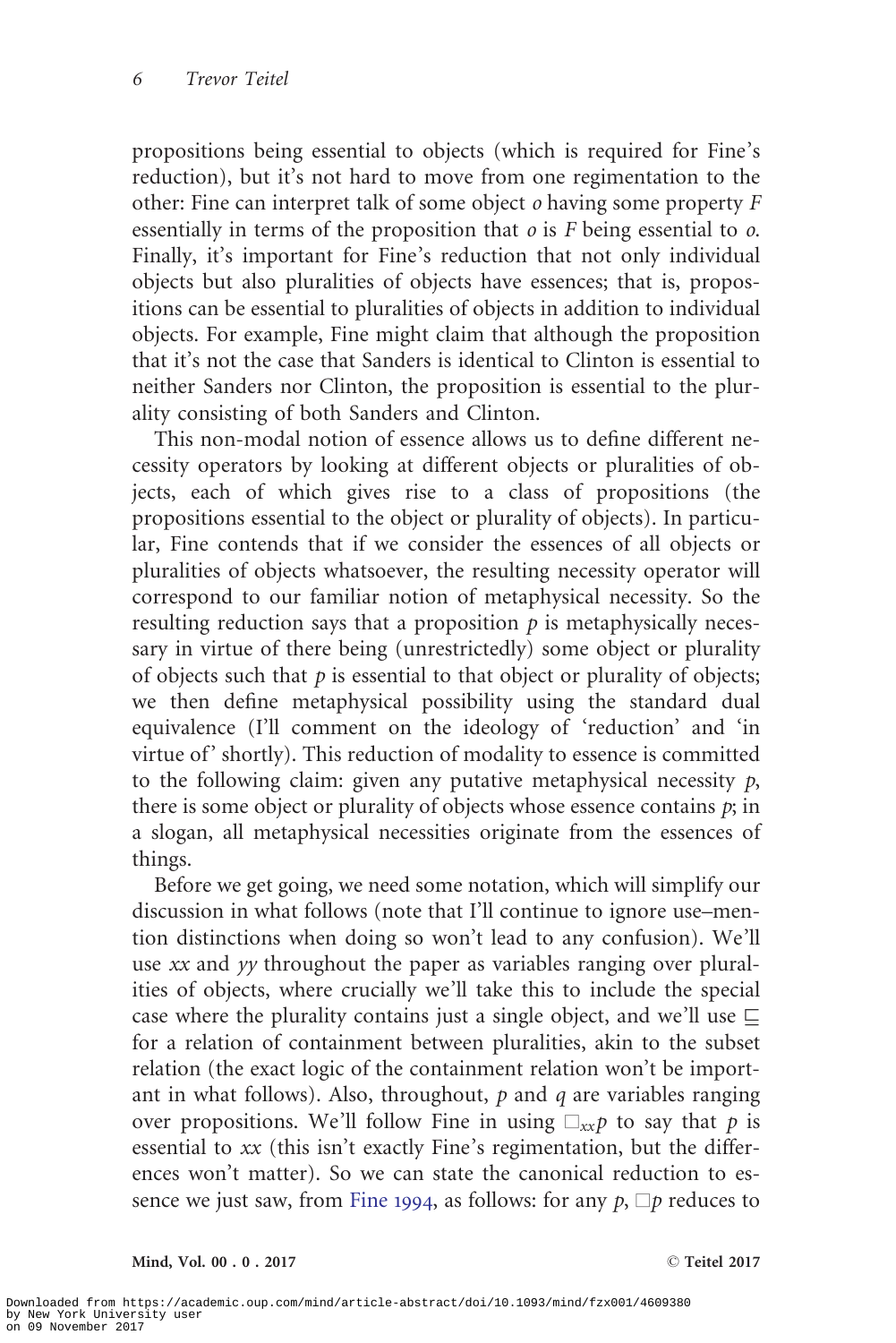propositions being essential to objects (which is required for Fine's reduction), but it's not hard to move from one regimentation to the other: Fine can interpret talk of some object *o* having some property *F* essentially in terms of the proposition that *o* is *F* being essential to *o*. Finally, it's important for Fine's reduction that not only individual objects but also pluralities of objects have essences; that is, propositions can be essential to pluralities of objects in addition to individual objects. For example, Fine might claim that although the proposition that it's not the case that Sanders is identical to Clinton is essential to neither Sanders nor Clinton, the proposition is essential to the plurality consisting of both Sanders and Clinton.

This non-modal notion of essence allows us to define different necessity operators by looking at different objects or pluralities of objects, each of which gives rise to a class of propositions (the propositions essential to the object or plurality of objects). In particular, Fine contends that if we consider the essences of all objects or pluralities of objects whatsoever, the resulting necessity operator will correspond to our familiar notion of metaphysical necessity. So the resulting reduction says that a proposition *p* is metaphysically necessary in virtue of there being (unrestrictedly) some object or plurality of objects such that *p* is essential to that object or plurality of objects; we then define metaphysical possibility using the standard dual equivalence (I'll comment on the ideology of 'reduction' and 'in virtue of' shortly). This reduction of modality to essence is committed to the following claim: given any putative metaphysical necessity *p*, there is some object or plurality of objects whose essence contains *p*; in a slogan, all metaphysical necessities originate from the essences of things.

Before we get going, we need some notation, which will simplify our discussion in what follows (note that I'll continue to ignore use–mention distinctions when doing so won't lead to any confusion). We'll use *xx* and *yy* throughout the paper as variables ranging over pluralities of objects, where crucially we'll take this to include the special case where the plurality contains just a single object, and we'll use $\sqsubseteq$ for a relation of containment between pluralities, akin to the subset relation (the exact logic of the containment relation won't be important in what follows). Also, throughout, *p* and *q* are variables ranging over propositions. We'll follow Fine in using $\Box_{xx}p$ to say that *p* is essential to *xx* (this isn't exactly Fine's regimentation, but the differences won't matter). So we can state the canonical reduction to essence we just saw, from Fine 1994, as follows: for any *p*, $\Box p$ reduces to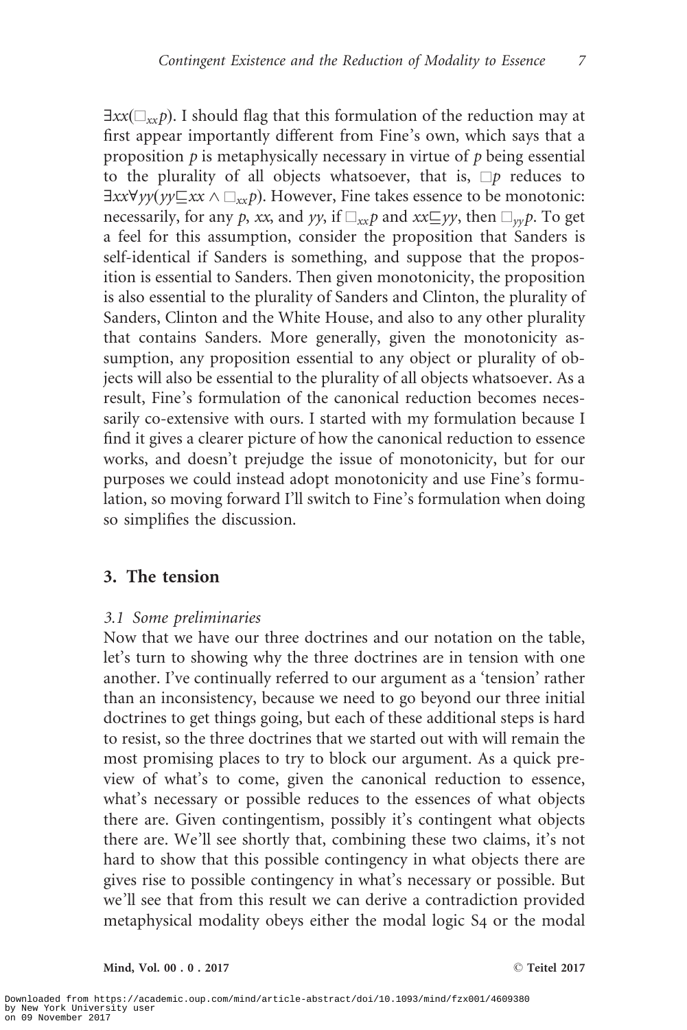$\exists xx(\Box_{xx}p)$. I should flag that this formulation of the reduction may at first appear importantly different from Fine's own, which says that a proposition $p$ is metaphysically necessary in virtue of $p$ being essential to the plurality of all objects whatsoever, that is, $\Box p$ reduces to $\exists xx\forall yy(yy \sqsubseteq xx \wedge \Box_{xx}p)$. However, Fine takes essence to be monotonic: necessarily, for any $p$, $xx$, and $yy$, if $\Box_{xx}p$ and $xx \sqsubseteq yy$, then $\Box_{yy}p$. To get a feel for this assumption, consider the proposition that Sanders is self-identical if Sanders is something, and suppose that the proposition is essential to Sanders. Then given monotonicity, the proposition is also essential to the plurality of Sanders and Clinton, the plurality of Sanders, Clinton and the White House, and also to any other plurality that contains Sanders. More generally, given the monotonicity assumption, any proposition essential to any object or plurality of objects will also be essential to the plurality of all objects whatsoever. As a result, Fine's formulation of the canonical reduction becomes necessarily co-extensive with ours. I started with my formulation because I find it gives a clearer picture of how the canonical reduction to essence works, and doesn't prejudge the issue of monotonicity, but for our purposes we could instead adopt monotonicity and use Fine's formulation, so moving forward I'll switch to Fine's formulation when doing so simplifies the discussion.

## 3. The tension

### *3.1 Some preliminaries*

Now that we have our three doctrines and our notation on the table, let's turn to showing why the three doctrines are in tension with one another. I've continually referred to our argument as a 'tension' rather than an inconsistency, because we need to go beyond our three initial doctrines to get things going, but each of these additional steps is hard to resist, so the three doctrines that we started out with will remain the most promising places to try to block our argument. As a quick preview of what's to come, given the canonical reduction to essence, what's necessary or possible reduces to the essences of what objects there are. Given contingentism, possibly it's contingent what objects there are. We'll see shortly that, combining these two claims, it's not hard to show that this possible contingency in what objects there are gives rise to possible contingency in what's necessary or possible. But we'll see that from this result we can derive a contradiction provided metaphysical modality obeys either the modal logic S4 or the modal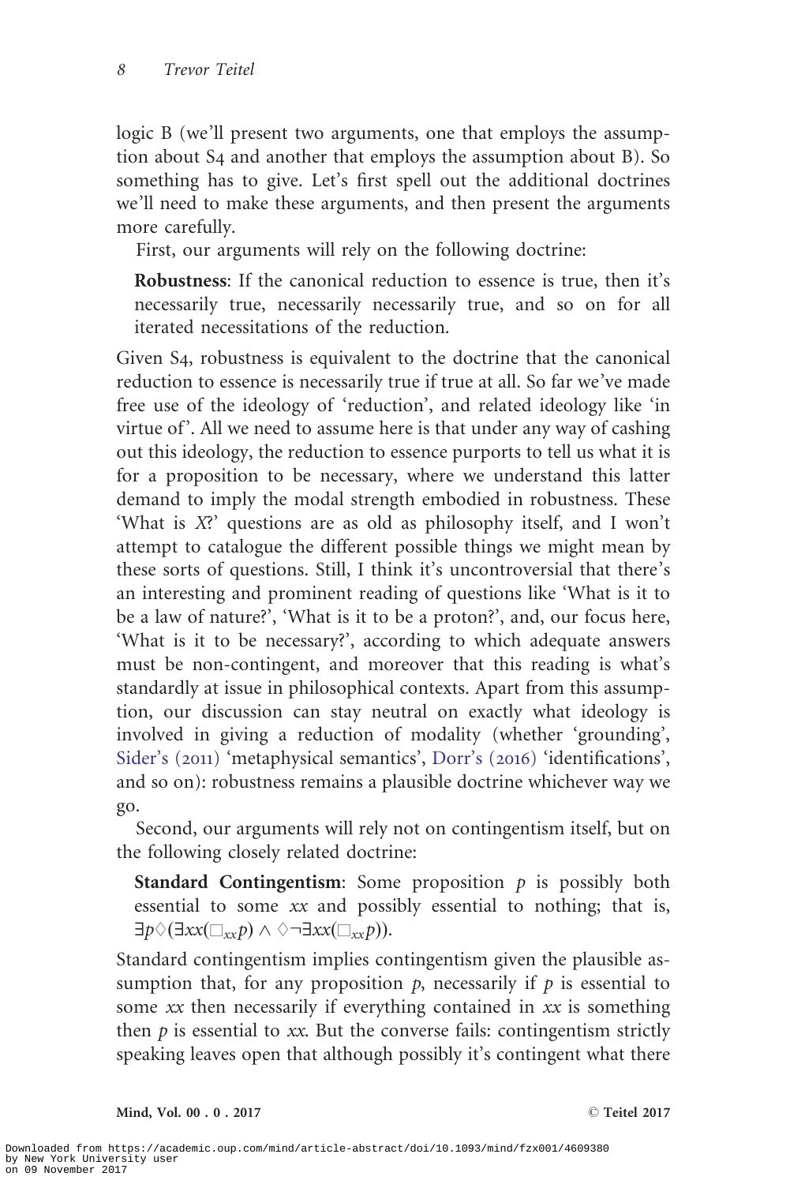logic B (we'll present two arguments, one that employs the assumption about S4 and another that employs the assumption about B). So something has to give. Let's first spell out the additional doctrines we'll need to make these arguments, and then present the arguments more carefully.

First, our arguments will rely on the following doctrine:

> **Robustness**: If the canonical reduction to essence is true, then it's necessarily true, necessarily necessarily true, and so on for all iterated necessitations of the reduction.

Given S4, robustness is equivalent to the doctrine that the canonical reduction to essence is necessarily true if true at all. So far we've made free use of the ideology of 'reduction', and related ideology like 'in virtue of'. All we need to assume here is that under any way of cashing out this ideology, the reduction to essence purports to tell us what it is for a proposition to be necessary, where we understand this latter demand to imply the modal strength embodied in robustness. These 'What is *X*?' questions are as old as philosophy itself, and I won't attempt to catalogue the different possible things we might mean by these sorts of questions. Still, I think it's uncontroversial that there's an interesting and prominent reading of questions like 'What is it to be a law of nature?', 'What is it to be a proton?', and, our focus here, 'What is it to be necessary?', according to which adequate answers must be non-contingent, and moreover that this reading is what's standardly at issue in philosophical contexts. Apart from this assumption, our discussion can stay neutral on exactly what ideology is involved in giving a reduction of modality (whether 'grounding', Sider's (2011) 'metaphysical semantics', Dorr's (2016) 'identifications', and so on): robustness remains a plausible doctrine whichever way we go.

Second, our arguments will rely not on contingentism itself, but on the following closely related doctrine:

> **Standard Contingentism**: Some proposition $p$ is possibly both essential to some $xx$ and possibly essential to nothing; that is, $\exists p \Diamond(\exists xx(\Box_{xx} p) \wedge \Diamond\neg\exists xx(\Box_{xx} p))$.

Standard contingentism implies contingentism given the plausible assumption that, for any proposition $p$, necessarily if $p$ is essential to some $xx$ then necessarily if everything contained in $xx$ is something then $p$ is essential to $xx$. But the converse fails: contingentism strictly speaking leaves open that although possibly it's contingent what there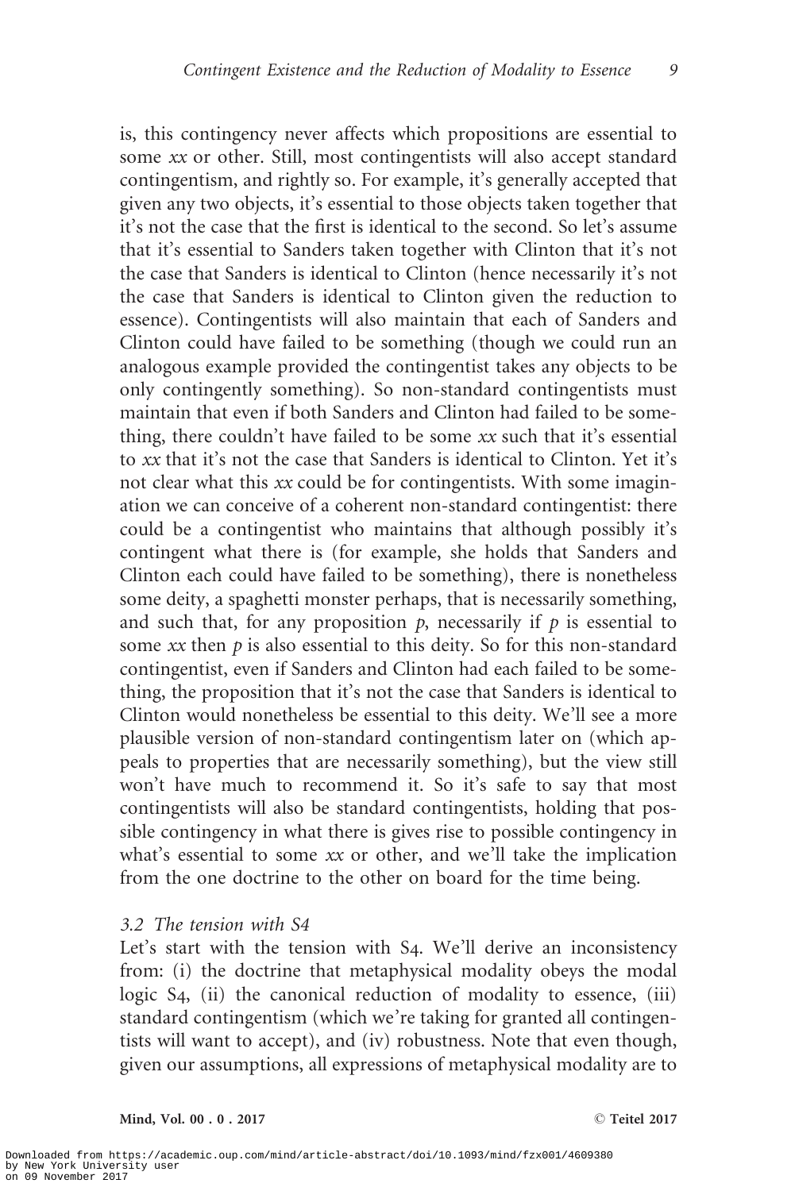is, this contingency never affects which propositions are essential to some *xx* or other. Still, most contingentists will also accept standard contingentism, and rightly so. For example, it's generally accepted that given any two objects, it's essential to those objects taken together that it's not the case that the first is identical to the second. So let's assume that it's essential to Sanders taken together with Clinton that it's not the case that Sanders is identical to Clinton (hence necessarily it's not the case that Sanders is identical to Clinton given the reduction to essence). Contingentists will also maintain that each of Sanders and Clinton could have failed to be something (though we could run an analogous example provided the contingentist takes any objects to be only contingently something). So non-standard contingentists must maintain that even if both Sanders and Clinton had failed to be something, there couldn't have failed to be some *xx* such that it's essential to *xx* that it's not the case that Sanders is identical to Clinton. Yet it's not clear what this *xx* could be for contingentists. With some imagination we can conceive of a coherent non-standard contingentist: there could be a contingentist who maintains that although possibly it's contingent what there is (for example, she holds that Sanders and Clinton each could have failed to be something), there is nonetheless some deity, a spaghetti monster perhaps, that is necessarily something, and such that, for any proposition *p*, necessarily if *p* is essential to some *xx* then *p* is also essential to this deity. So for this non-standard contingentist, even if Sanders and Clinton had each failed to be something, the proposition that it's not the case that Sanders is identical to Clinton would nonetheless be essential to this deity. We'll see a more plausible version of non-standard contingentism later on (which appeals to properties that are necessarily something), but the view still won't have much to recommend it. So it's safe to say that most contingentists will also be standard contingentists, holding that possible contingency in what there is gives rise to possible contingency in what's essential to some *xx* or other, and we'll take the implication from the one doctrine to the other on board for the time being.

### *3.2 The tension with S4*

Let's start with the tension with S4. We'll derive an inconsistency from: (i) the doctrine that metaphysical modality obeys the modal logic S4, (ii) the canonical reduction of modality to essence, (iii) standard contingentism (which we're taking for granted all contingentists will want to accept), and (iv) robustness. Note that even though, given our assumptions, all expressions of metaphysical modality are to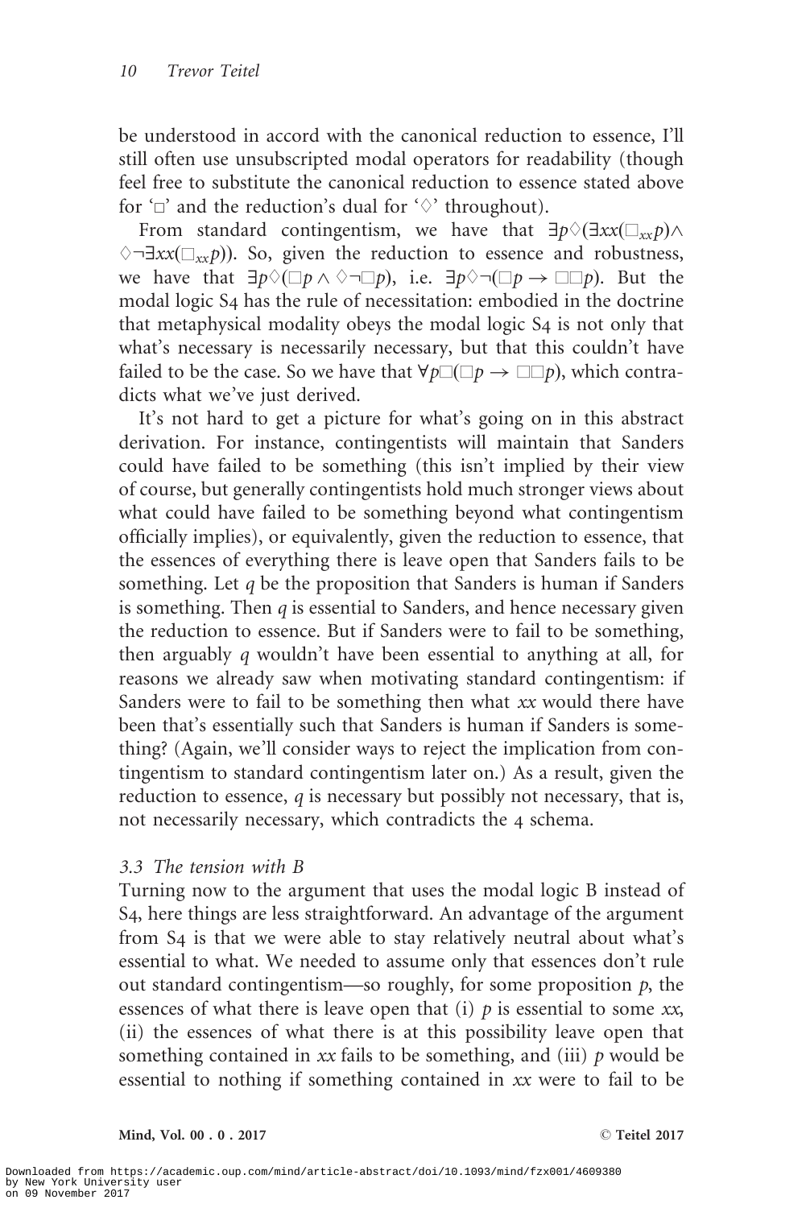be understood in accord with the canonical reduction to essence, I'll still often use unsubscripted modal operators for readability (though feel free to substitute the canonical reduction to essence stated above for '$\Box$' and the reduction's dual for '$\Diamond$' throughout).

From standard contingentism, we have that $\exists p \Diamond(\exists xx(\Box_{xx} p) \wedge \Diamond \neg \exists xx(\Box_{xx} p))$. So, given the reduction to essence and robustness, we have that $\exists p \Diamond(\Box p \wedge \Diamond \neg \Box p)$, i.e. $\exists p \Diamond \neg(\Box p \rightarrow \Box\Box p)$. But the modal logic S4 has the rule of necessitation: embodied in the doctrine that metaphysical modality obeys the modal logic S4 is not only that what's necessary is necessarily necessary, but that this couldn't have failed to be the case. So we have that $\forall p \Box(\Box p \rightarrow \Box\Box p)$, which contradicts what we've just derived.

It's not hard to get a picture for what's going on in this abstract derivation. For instance, contingentists will maintain that Sanders could have failed to be something (this isn't implied by their view of course, but generally contingentists hold much stronger views about what could have failed to be something beyond what contingentism officially implies), or equivalently, given the reduction to essence, that the essences of everything there is leave open that Sanders fails to be something. Let $q$ be the proposition that Sanders is human if Sanders is something. Then $q$ is essential to Sanders, and hence necessary given the reduction to essence. But if Sanders were to fail to be something, then arguably $q$ wouldn't have been essential to anything at all, for reasons we already saw when motivating standard contingentism: if Sanders were to fail to be something then what $xx$ would there have been that's essentially such that Sanders is human if Sanders is something? (Again, we'll consider ways to reject the implication from contingentism to standard contingentism later on.) As a result, given the reduction to essence, $q$ is necessary but possibly not necessary, that is, not necessarily necessary, which contradicts the 4 schema.

### *3.3 The tension with B*

Turning now to the argument that uses the modal logic B instead of S4, here things are less straightforward. An advantage of the argument from S4 is that we were able to stay relatively neutral about what's essential to what. We needed to assume only that essences don't rule out standard contingentism—so roughly, for some proposition $p$, the essences of what there is leave open that (i) $p$ is essential to some $xx$, (ii) the essences of what there is at this possibility leave open that something contained in $xx$ fails to be something, and (iii) $p$ would be essential to nothing if something contained in $xx$ were to fail to be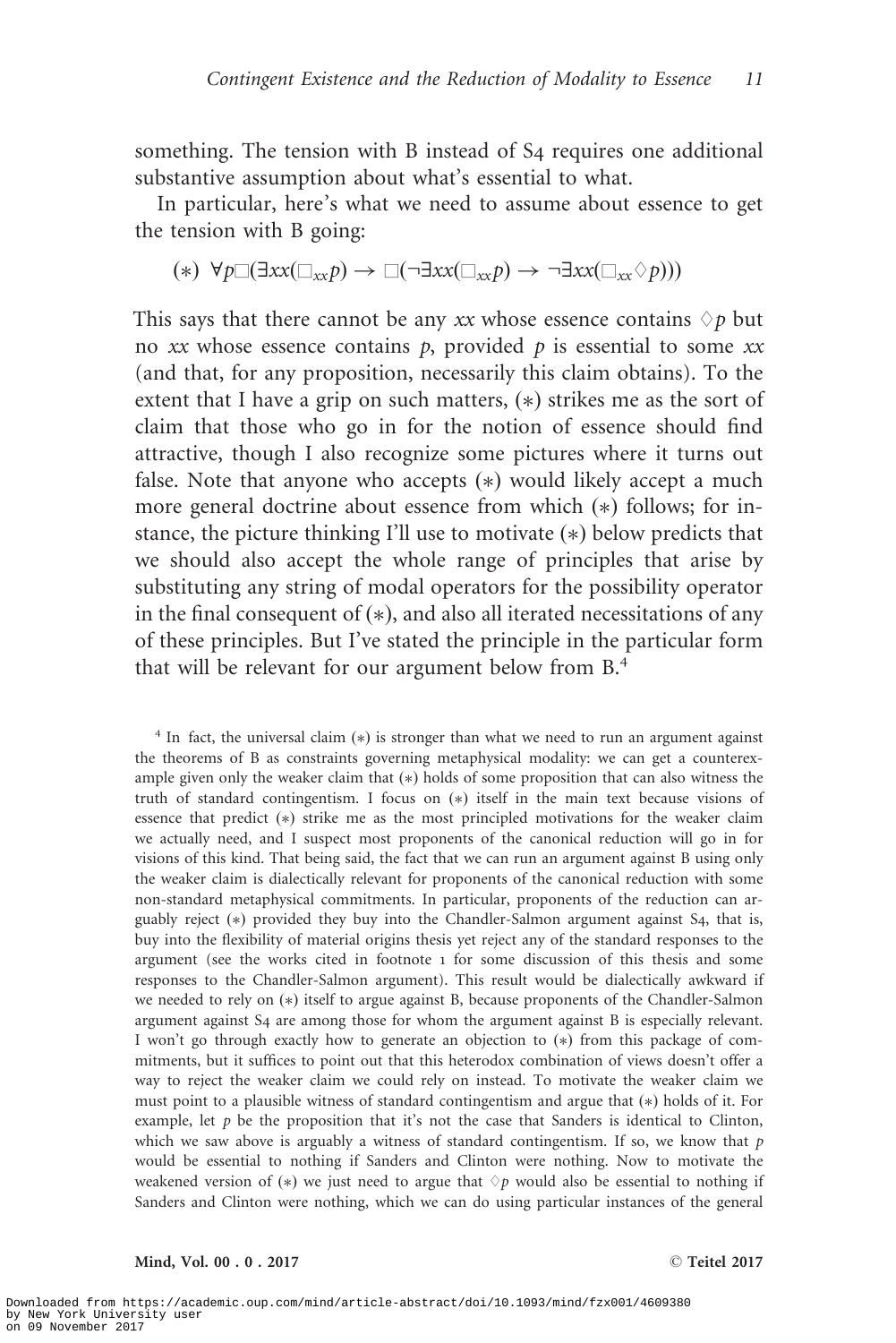something. The tension with B instead of S4 requires one additional substantive assumption about what's essential to what.

In particular, here's what we need to assume about essence to get the tension with B going:

$$(*)\ \ \forall p\Box(\exists xx(\Box_{xx}p) \rightarrow \Box(\neg\exists xx(\Box_{xx}p) \rightarrow \neg\exists xx(\Box_{xx}\Diamond p)))$$

This says that there cannot be any *xx* whose essence contains $\Diamond p$ but no *xx* whose essence contains *p*, provided *p* is essential to some *xx* (and that, for any proposition, necessarily this claim obtains). To the extent that I have a grip on such matters, (*) strikes me as the sort of claim that those who go in for the notion of essence should find attractive, though I also recognize some pictures where it turns out false. Note that anyone who accepts (*) would likely accept a much more general doctrine about essence from which (*) follows; for instance, the picture thinking I'll use to motivate (*) below predicts that we should also accept the whole range of principles that arise by substituting any string of modal operators for the possibility operator in the final consequent of (*), and also all iterated necessitations of any of these principles. But I've stated the principle in the particular form that will be relevant for our argument below from B.[4]

[4] In fact, the universal claim (*) is stronger than what we need to run an argument against the theorems of B as constraints governing metaphysical modality: we can get a counterexample given only the weaker claim that (*) holds of some proposition that can also witness the truth of standard contingentism. I focus on (*) itself in the main text because visions of essence that predict (*) strike me as the most principled motivations for the weaker claim we actually need, and I suspect most proponents of the canonical reduction will go in for visions of this kind. That being said, the fact that we can run an argument against B using only the weaker claim is dialectically relevant for proponents of the canonical reduction with some non-standard metaphysical commitments. In particular, proponents of the reduction can arguably reject (*) provided they buy into the Chandler-Salmon argument against S4, that is, buy into the flexibility of material origins thesis yet reject any of the standard responses to the argument (see the works cited in footnote 1 for some discussion of this thesis and some responses to the Chandler-Salmon argument). This result would be dialectically awkward if we needed to rely on (*) itself to argue against B, because proponents of the Chandler-Salmon argument against S4 are among those for whom the argument against B is especially relevant. I won't go through exactly how to generate an objection to (*) from this package of commitments, but it suffices to point out that this heterodox combination of views doesn't offer a way to reject the weaker claim we could rely on instead. To motivate the weaker claim we must point to a plausible witness of standard contingentism and argue that (*) holds of it. For example, let *p* be the proposition that it's not the case that Sanders is identical to Clinton, which we saw above is arguably a witness of standard contingentism. If so, we know that *p* would be essential to nothing if Sanders and Clinton were nothing. Now to motivate the weakened version of (*) we just need to argue that $\Diamond p$ would also be essential to nothing if Sanders and Clinton were nothing, which we can do using particular instances of the general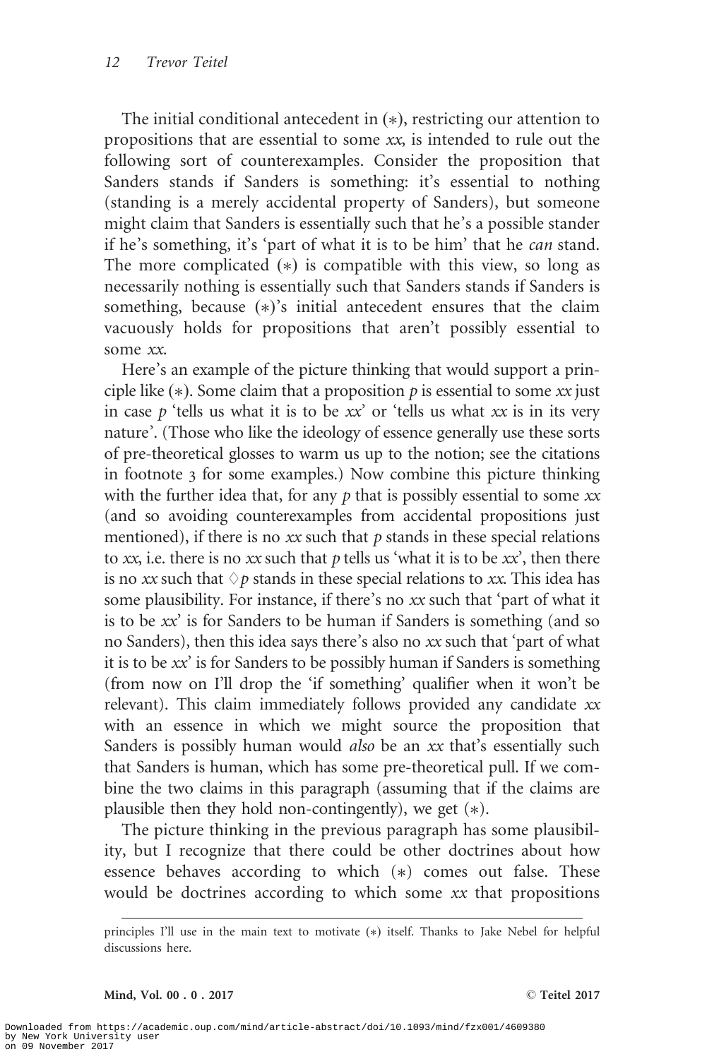The initial conditional antecedent in (∗), restricting our attention to propositions that are essential to some *xx*, is intended to rule out the following sort of counterexamples. Consider the proposition that Sanders stands if Sanders is something: it's essential to nothing (standing is a merely accidental property of Sanders), but someone might claim that Sanders is essentially such that he's a possible stander if he's something, it's 'part of what it is to be him' that he *can* stand. The more complicated (∗) is compatible with this view, so long as necessarily nothing is essentially such that Sanders stands if Sanders is something, because (∗)'s initial antecedent ensures that the claim vacuously holds for propositions that aren't possibly essential to some *xx*.

Here's an example of the picture thinking that would support a principle like (∗). Some claim that a proposition $p$ is essential to some *xx* just in case $p$ 'tells us what it is to be *xx*' or 'tells us what *xx* is in its very nature'. (Those who like the ideology of essence generally use these sorts of pre-theoretical glosses to warm us up to the notion; see the citations in footnote 3 for some examples.) Now combine this picture thinking with the further idea that, for any $p$ that is possibly essential to some *xx* (and so avoiding counterexamples from accidental propositions just mentioned), if there is no *xx* such that $p$ stands in these special relations to *xx*, i.e. there is no *xx* such that $p$ tells us 'what it is to be *xx*', then there is no *xx* such that $\Diamond p$ stands in these special relations to *xx*. This idea has some plausibility. For instance, if there's no *xx* such that 'part of what it is to be *xx*' is for Sanders to be human if Sanders is something (and so no Sanders), then this idea says there's also no *xx* such that 'part of what it is to be *xx*' is for Sanders to be possibly human if Sanders is something (from now on I'll drop the 'if something' qualifier when it won't be relevant). This claim immediately follows provided any candidate *xx* with an essence in which we might source the proposition that Sanders is possibly human would *also* be an *xx* that's essentially such that Sanders is human, which has some pre-theoretical pull. If we combine the two claims in this paragraph (assuming that if the claims are plausible then they hold non-contingently), we get (∗).

The picture thinking in the previous paragraph has some plausibility, but I recognize that there could be other doctrines about how essence behaves according to which (∗) comes out false. These would be doctrines according to which some *xx* that propositions

---

principles I'll use in the main text to motivate (∗) itself. Thanks to Jake Nebel for helpful discussions here.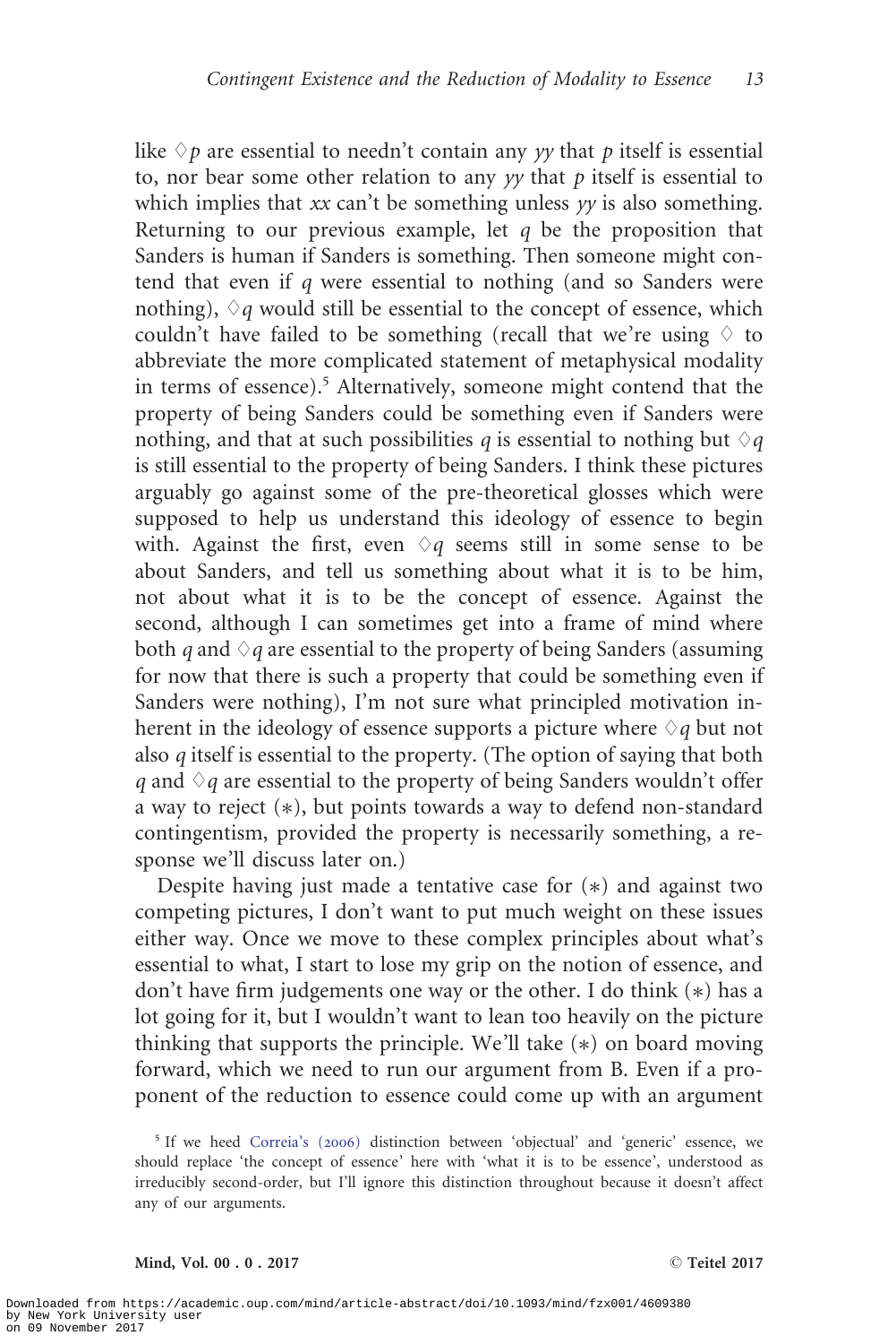like $\Diamond p$ are essential to needn't contain any *yy* that *p* itself is essential to, nor bear some other relation to any *yy* that *p* itself is essential to which implies that *xx* can't be something unless *yy* is also something. Returning to our previous example, let *q* be the proposition that Sanders is human if Sanders is something. Then someone might contend that even if *q* were essential to nothing (and so Sanders were nothing), $\Diamond q$ would still be essential to the concept of essence, which couldn't have failed to be something (recall that we're using $\Diamond$ to abbreviate the more complicated statement of metaphysical modality in terms of essence).[5] Alternatively, someone might contend that the property of being Sanders could be something even if Sanders were nothing, and that at such possibilities *q* is essential to nothing but $\Diamond q$ is still essential to the property of being Sanders. I think these pictures arguably go against some of the pre-theoretical glosses which were supposed to help us understand this ideology of essence to begin with. Against the first, even $\Diamond q$ seems still in some sense to be about Sanders, and tell us something about what it is to be him, not about what it is to be the concept of essence. Against the second, although I can sometimes get into a frame of mind where both *q* and $\Diamond q$ are essential to the property of being Sanders (assuming for now that there is such a property that could be something even if Sanders were nothing), I'm not sure what principled motivation inherent in the ideology of essence supports a picture where $\Diamond q$ but not also *q* itself is essential to the property. (The option of saying that both *q* and $\Diamond q$ are essential to the property of being Sanders wouldn't offer a way to reject (*), but points towards a way to defend non-standard contingentism, provided the property is necessarily something, a response we'll discuss later on.)

Despite having just made a tentative case for (*) and against two competing pictures, I don't want to put much weight on these issues either way. Once we move to these complex principles about what's essential to what, I start to lose my grip on the notion of essence, and don't have firm judgements one way or the other. I do think (*) has a lot going for it, but I wouldn't want to lean too heavily on the picture thinking that supports the principle. We'll take (*) on board moving forward, which we need to run our argument from B. Even if a proponent of the reduction to essence could come up with an argument

[5] If we heed Correia's (2006) distinction between 'objectual' and 'generic' essence, we should replace 'the concept of essence' here with 'what it is to be essence', understood as irreducibly second-order, but I'll ignore this distinction throughout because it doesn't affect any of our arguments.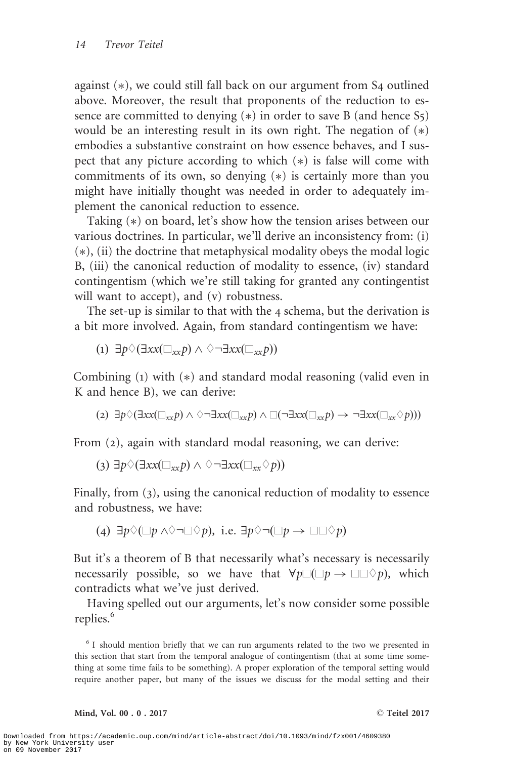against (∗), we could still fall back on our argument from S4 outlined above. Moreover, the result that proponents of the reduction to essence are committed to denying (∗) in order to save B (and hence S5) would be an interesting result in its own right. The negation of (∗) embodies a substantive constraint on how essence behaves, and I suspect that any picture according to which (∗) is false will come with commitments of its own, so denying (∗) is certainly more than you might have initially thought was needed in order to adequately implement the canonical reduction to essence.

Taking (∗) on board, let's show how the tension arises between our various doctrines. In particular, we'll derive an inconsistency from: (i) (∗), (ii) the doctrine that metaphysical modality obeys the modal logic B, (iii) the canonical reduction of modality to essence, (iv) standard contingentism (which we're still taking for granted any contingentist will want to accept), and (v) robustness.

The set-up is similar to that with the 4 schema, but the derivation is a bit more involved. Again, from standard contingentism we have:

(1) $\exists p \Diamond (\exists xx(\Box_{xx} p) \wedge \Diamond \neg \exists xx(\Box_{xx} p))$

Combining (1) with (∗) and standard modal reasoning (valid even in K and hence B), we can derive:

(2) $\exists p \Diamond (\exists xx(\Box_{xx} p) \wedge \Diamond \neg \exists xx(\Box_{xx} p) \wedge \Box(\neg \exists xx(\Box_{xx} p) \rightarrow \neg \exists xx(\Box_{xx} \Diamond p)))$

From (2), again with standard modal reasoning, we can derive:

(3) $\exists p \Diamond (\exists xx(\Box_{xx} p) \wedge \Diamond \neg \exists xx(\Box_{xx} \Diamond p))$

Finally, from (3), using the canonical reduction of modality to essence and robustness, we have:

(4) $\exists p \Diamond (\Box p \wedge \Diamond \neg \Box \Diamond p)$, i.e. $\exists p \Diamond \neg (\Box p \rightarrow \Box \Box \Diamond p)$

But it's a theorem of B that necessarily what's necessary is necessarily necessarily possible, so we have that $\forall p \Box (\Box p \rightarrow \Box \Box \Diamond p)$, which contradicts what we've just derived.

Having spelled out our arguments, let's now consider some possible replies.[6]

[6] I should mention briefly that we can run arguments related to the two we presented in this section that start from the temporal analogue of contingentism (that at some time something at some time fails to be something). A proper exploration of the temporal setting would require another paper, but many of the issues we discuss for the modal setting and their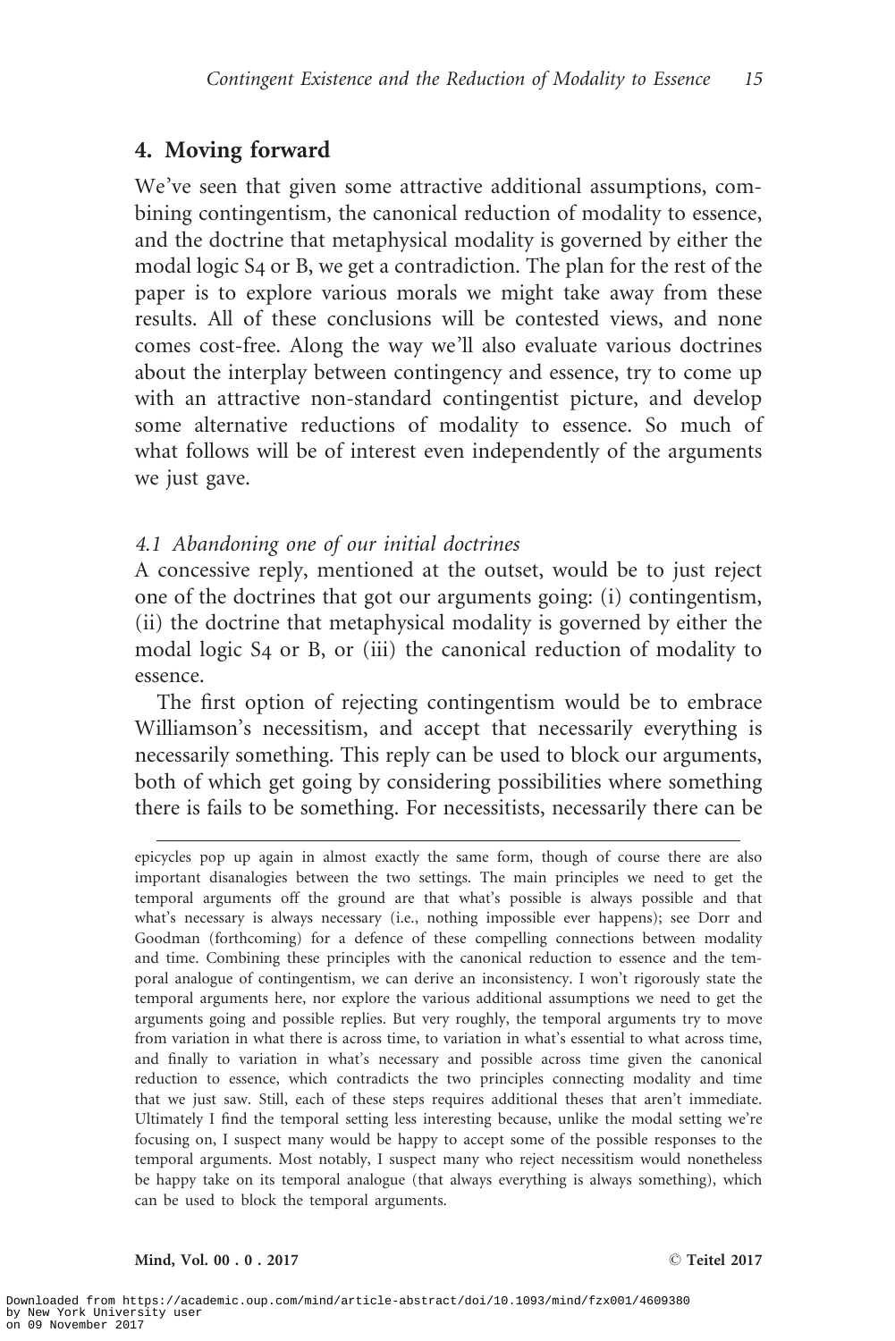## 4. Moving forward

We've seen that given some attractive additional assumptions, combining contingentism, the canonical reduction of modality to essence, and the doctrine that metaphysical modality is governed by either the modal logic S4 or B, we get a contradiction. The plan for the rest of the paper is to explore various morals we might take away from these results. All of these conclusions will be contested views, and none comes cost-free. Along the way we'll also evaluate various doctrines about the interplay between contingency and essence, try to come up with an attractive non-standard contingentist picture, and develop some alternative reductions of modality to essence. So much of what follows will be of interest even independently of the arguments we just gave.

### *4.1 Abandoning one of our initial doctrines*

A concessive reply, mentioned at the outset, would be to just reject one of the doctrines that got our arguments going: (i) contingentism, (ii) the doctrine that metaphysical modality is governed by either the modal logic S4 or B, or (iii) the canonical reduction of modality to essence.

The first option of rejecting contingentism would be to embrace Williamson's necessitism, and accept that necessarily everything is necessarily something. This reply can be used to block our arguments, both of which get going by considering possibilities where something there is fails to be something. For necessitists, necessarily there can be

---

epicycles pop up again in almost exactly the same form, though of course there are also important disanalogies between the two settings. The main principles we need to get the temporal arguments off the ground are that what's possible is always possible and that what's necessary is always necessary (i.e., nothing impossible ever happens); see Dorr and Goodman (forthcoming) for a defence of these compelling connections between modality and time. Combining these principles with the canonical reduction to essence and the temporal analogue of contingentism, we can derive an inconsistency. I won't rigorously state the temporal arguments here, nor explore the various additional assumptions we need to get the arguments going and possible replies. But very roughly, the temporal arguments try to move from variation in what there is across time, to variation in what's essential to what across time, and finally to variation in what's necessary and possible across time given the canonical reduction to essence, which contradicts the two principles connecting modality and time that we just saw. Still, each of these steps requires additional theses that aren't immediate. Ultimately I find the temporal setting less interesting because, unlike the modal setting we're focusing on, I suspect many would be happy to accept some of the possible responses to the temporal arguments. Most notably, I suspect many who reject necessitism would nonetheless be happy take on its temporal analogue (that always everything is always something), which can be used to block the temporal arguments.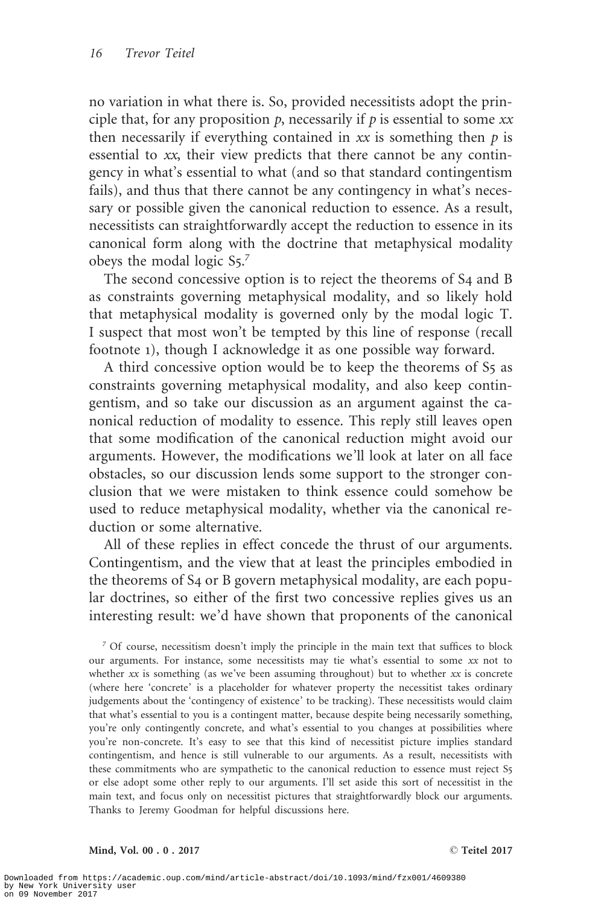no variation in what there is. So, provided necessitists adopt the principle that, for any proposition *p*, necessarily if *p* is essential to some *xx* then necessarily if everything contained in *xx* is something then *p* is essential to *xx*, their view predicts that there cannot be any contingency in what's essential to what (and so that standard contingentism fails), and thus that there cannot be any contingency in what's necessary or possible given the canonical reduction to essence. As a result, necessitists can straightforwardly accept the reduction to essence in its canonical form along with the doctrine that metaphysical modality obeys the modal logic S5.[7]

The second concessive option is to reject the theorems of S4 and B as constraints governing metaphysical modality, and so likely hold that metaphysical modality is governed only by the modal logic T. I suspect that most won't be tempted by this line of response (recall footnote 1), though I acknowledge it as one possible way forward.

A third concessive option would be to keep the theorems of S5 as constraints governing metaphysical modality, and also keep contingentism, and so take our discussion as an argument against the canonical reduction of modality to essence. This reply still leaves open that some modification of the canonical reduction might avoid our arguments. However, the modifications we'll look at later on all face obstacles, so our discussion lends some support to the stronger conclusion that we were mistaken to think essence could somehow be used to reduce metaphysical modality, whether via the canonical reduction or some alternative.

All of these replies in effect concede the thrust of our arguments. Contingentism, and the view that at least the principles embodied in the theorems of S4 or B govern metaphysical modality, are each popular doctrines, so either of the first two concessive replies gives us an interesting result: we'd have shown that proponents of the canonical

[7] Of course, necessitism doesn't imply the principle in the main text that suffices to block our arguments. For instance, some necessitists may tie what's essential to some *xx* not to whether *xx* is something (as we've been assuming throughout) but to whether *xx* is concrete (where here 'concrete' is a placeholder for whatever property the necessitist takes ordinary judgements about the 'contingency of existence' to be tracking). These necessitists would claim that what's essential to you is a contingent matter, because despite being necessarily something, you're only contingently concrete, and what's essential to you changes at possibilities where you're non-concrete. It's easy to see that this kind of necessitist picture implies standard contingentism, and hence is still vulnerable to our arguments. As a result, necessitists with these commitments who are sympathetic to the canonical reduction to essence must reject S5 or else adopt some other reply to our arguments. I'll set aside this sort of necessitist in the main text, and focus only on necessitist pictures that straightforwardly block our arguments. Thanks to Jeremy Goodman for helpful discussions here.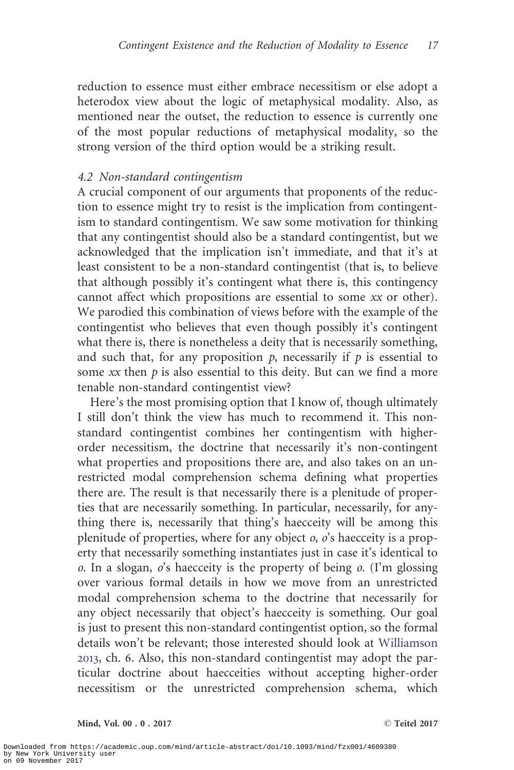reduction to essence must either embrace necessitism or else adopt a heterodox view about the logic of metaphysical modality. Also, as mentioned near the outset, the reduction to essence is currently one of the most popular reductions of metaphysical modality, so the strong version of the third option would be a striking result.

### 4.2 *Non-standard contingentism*

A crucial component of our arguments that proponents of the reduction to essence might try to resist is the implication from contingentism to standard contingentism. We saw some motivation for thinking that any contingentist should also be a standard contingentist, but we acknowledged that the implication isn't immediate, and that it's at least consistent to be a non-standard contingentist (that is, to believe that although possibly it's contingent what there is, this contingency cannot affect which propositions are essential to some *xx* or other). We parodied this combination of views before with the example of the contingentist who believes that even though possibly it's contingent what there is, there is nonetheless a deity that is necessarily something, and such that, for any proposition *p*, necessarily if *p* is essential to some *xx* then *p* is also essential to this deity. But can we find a more tenable non-standard contingentist view?

Here's the most promising option that I know of, though ultimately I still don't think the view has much to recommend it. This non-standard contingentist combines her contingentism with higher-order necessitism, the doctrine that necessarily it's non-contingent what properties and propositions there are, and also takes on an unrestricted modal comprehension schema defining what properties there are. The result is that necessarily there is a plenitude of properties that are necessarily something. In particular, necessarily, for anything there is, necessarily that thing's haecceity will be among this plenitude of properties, where for any object *o*, *o*'s haecceity is a property that necessarily something instantiates just in case it's identical to *o*. In a slogan, *o*'s haecceity is the property of being *o*. (I'm glossing over various formal details in how we move from an unrestricted modal comprehension schema to the doctrine that necessarily for any object necessarily that object's haecceity is something. Our goal is just to present this non-standard contingentist option, so the formal details won't be relevant; those interested should look at Williamson 2013, ch. 6. Also, this non-standard contingentist may adopt the particular doctrine about haecceities without accepting higher-order necessitism or the unrestricted comprehension schema, which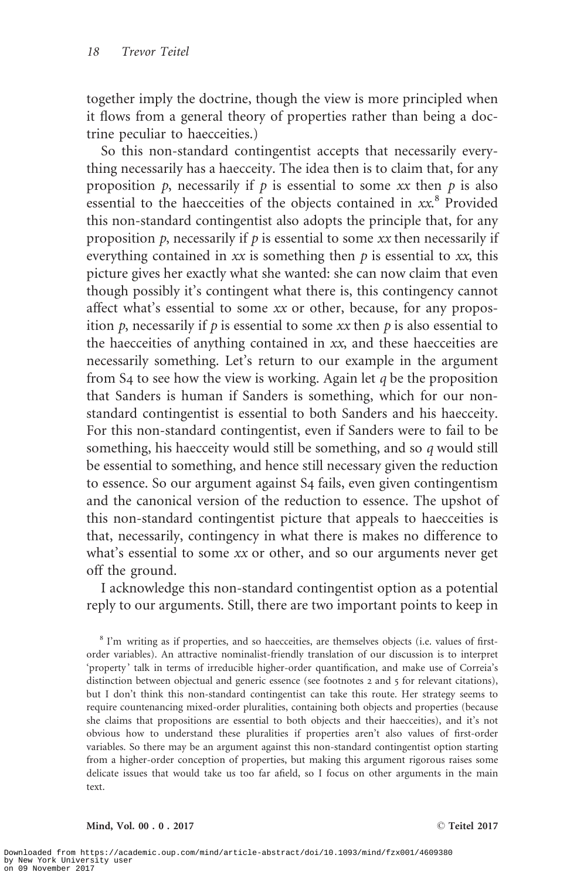together imply the doctrine, though the view is more principled when it flows from a general theory of properties rather than being a doctrine peculiar to haecceities.)

So this non-standard contingentist accepts that necessarily everything necessarily has a haecceity. The idea then is to claim that, for any proposition *p*, necessarily if *p* is essential to some *xx* then *p* is also essential to the haecceities of the objects contained in *xx*.[8] Provided this non-standard contingentist also adopts the principle that, for any proposition *p*, necessarily if *p* is essential to some *xx* then necessarily if everything contained in *xx* is something then *p* is essential to *xx*, this picture gives her exactly what she wanted: she can now claim that even though possibly it's contingent what there is, this contingency cannot affect what's essential to some *xx* or other, because, for any proposition *p*, necessarily if *p* is essential to some *xx* then *p* is also essential to the haecceities of anything contained in *xx*, and these haecceities are necessarily something. Let's return to our example in the argument from S4 to see how the view is working. Again let *q* be the proposition that Sanders is human if Sanders is something, which for our non-standard contingentist is essential to both Sanders and his haecceity. For this non-standard contingentist, even if Sanders were to fail to be something, his haecceity would still be something, and so *q* would still be essential to something, and hence still necessary given the reduction to essence. So our argument against S4 fails, even given contingentism and the canonical version of the reduction to essence. The upshot of this non-standard contingentist picture that appeals to haecceities is that, necessarily, contingency in what there is makes no difference to what's essential to some *xx* or other, and so our arguments never get off the ground.

I acknowledge this non-standard contingentist option as a potential reply to our arguments. Still, there are two important points to keep in

[8] I'm writing as if properties, and so haecceities, are themselves objects (i.e. values of first-order variables). An attractive nominalist-friendly translation of our discussion is to interpret 'property' talk in terms of irreducible higher-order quantification, and make use of Correia's distinction between objectual and generic essence (see footnotes 2 and 5 for relevant citations), but I don't think this non-standard contingentist can take this route. Her strategy seems to require countenancing mixed-order pluralities, containing both objects and properties (because she claims that propositions are essential to both objects and their haecceities), and it's not obvious how to understand these pluralities if properties aren't also values of first-order variables. So there may be an argument against this non-standard contingentist option starting from a higher-order conception of properties, but making this argument rigorous raises some delicate issues that would take us too far afield, so I focus on other arguments in the main text.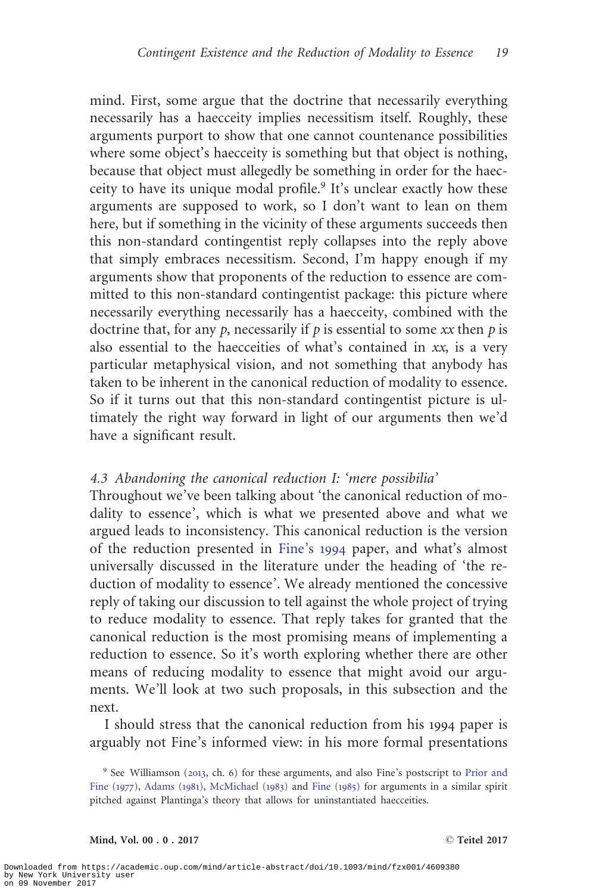mind. First, some argue that the doctrine that necessarily everything necessarily has a haecceity implies necessitism itself. Roughly, these arguments purport to show that one cannot countenance possibilities where some object's haecceity is something but that object is nothing, because that object must allegedly be something in order for the haecceity to have its unique modal profile.[9] It's unclear exactly how these arguments are supposed to work, so I don't want to lean on them here, but if something in the vicinity of these arguments succeeds then this non-standard contingentist reply collapses into the reply above that simply embraces necessitism. Second, I'm happy enough if my arguments show that proponents of the reduction to essence are committed to this non-standard contingentist package: this picture where necessarily everything necessarily has a haecceity, combined with the doctrine that, for any *p*, necessarily if *p* is essential to some *xx* then *p* is also essential to the haecceities of what's contained in *xx*, is a very particular metaphysical vision, and not something that anybody has taken to be inherent in the canonical reduction of modality to essence. So if it turns out that this non-standard contingentist picture is ultimately the right way forward in light of our arguments then we'd have a significant result.

### 4.3 Abandoning the canonical reduction I: 'mere possibilia'

Throughout we've been talking about 'the canonical reduction of modality to essence', which is what we presented above and what we argued leads to inconsistency. This canonical reduction is the version of the reduction presented in Fine's 1994 paper, and what's almost universally discussed in the literature under the heading of 'the reduction of modality to essence'. We already mentioned the concessive reply of taking our discussion to tell against the whole project of trying to reduce modality to essence. That reply takes for granted that the canonical reduction is the most promising means of implementing a reduction to essence. So it's worth exploring whether there are other means of reducing modality to essence that might avoid our arguments. We'll look at two such proposals, in this subsection and the next.

I should stress that the canonical reduction from his 1994 paper is arguably not Fine's informed view: in his more formal presentations

[9] See Williamson (2013, ch. 6) for these arguments, and also Fine's postscript to Prior and Fine (1977), Adams (1981), McMichael (1983) and Fine (1985) for arguments in a similar spirit pitched against Plantinga's theory that allows for uninstantiated haecceities.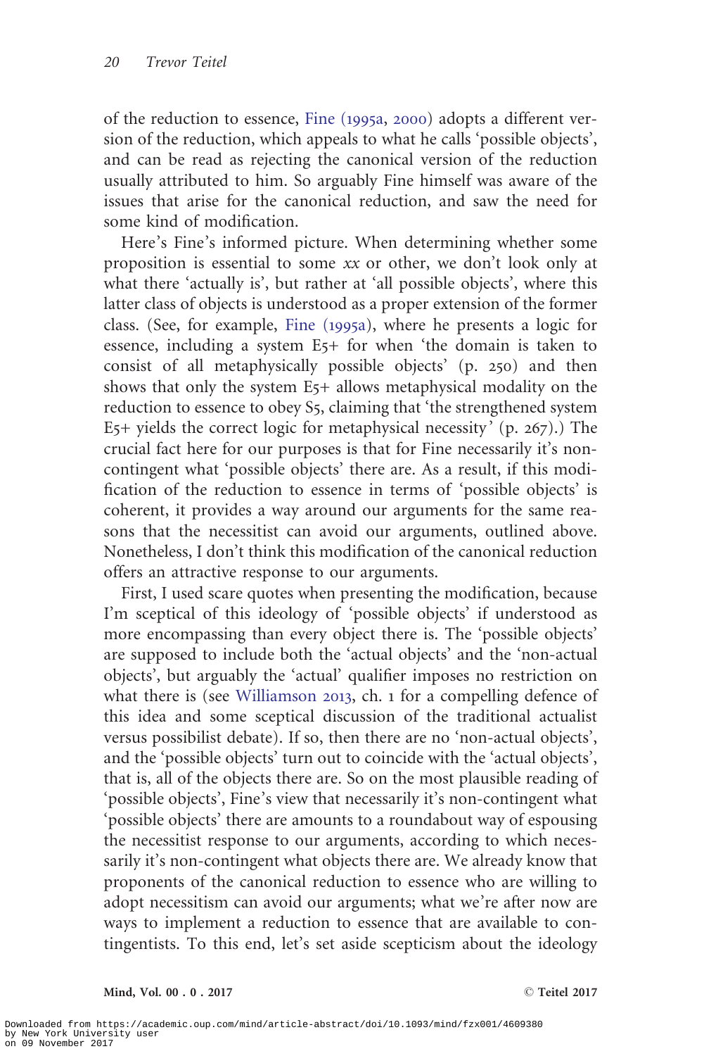of the reduction to essence, Fine (1995a, 2000) adopts a different version of the reduction, which appeals to what he calls 'possible objects', and can be read as rejecting the canonical version of the reduction usually attributed to him. So arguably Fine himself was aware of the issues that arise for the canonical reduction, and saw the need for some kind of modification.

Here's Fine's informed picture. When determining whether some proposition is essential to some *xx* or other, we don't look only at what there 'actually is', but rather at 'all possible objects', where this latter class of objects is understood as a proper extension of the former class. (See, for example, Fine (1995a), where he presents a logic for essence, including a system E5+ for when 'the domain is taken to consist of all metaphysically possible objects' (p. 250) and then shows that only the system E5+ allows metaphysical modality on the reduction to essence to obey S5, claiming that 'the strengthened system E5+ yields the correct logic for metaphysical necessity' (p. 267).) The crucial fact here for our purposes is that for Fine necessarily it's non-contingent what 'possible objects' there are. As a result, if this modification of the reduction to essence in terms of 'possible objects' is coherent, it provides a way around our arguments for the same reasons that the necessitist can avoid our arguments, outlined above. Nonetheless, I don't think this modification of the canonical reduction offers an attractive response to our arguments.

First, I used scare quotes when presenting the modification, because I'm sceptical of this ideology of 'possible objects' if understood as more encompassing than every object there is. The 'possible objects' are supposed to include both the 'actual objects' and the 'non-actual objects', but arguably the 'actual' qualifier imposes no restriction on what there is (see Williamson 2013, ch. 1 for a compelling defence of this idea and some sceptical discussion of the traditional actualist versus possibilist debate). If so, then there are no 'non-actual objects', and the 'possible objects' turn out to coincide with the 'actual objects', that is, all of the objects there are. So on the most plausible reading of 'possible objects', Fine's view that necessarily it's non-contingent what 'possible objects' there are amounts to a roundabout way of espousing the necessitist response to our arguments, according to which necessarily it's non-contingent what objects there are. We already know that proponents of the canonical reduction to essence who are willing to adopt necessitism can avoid our arguments; what we're after now are ways to implement a reduction to essence that are available to contingentists. To this end, let's set aside scepticism about the ideology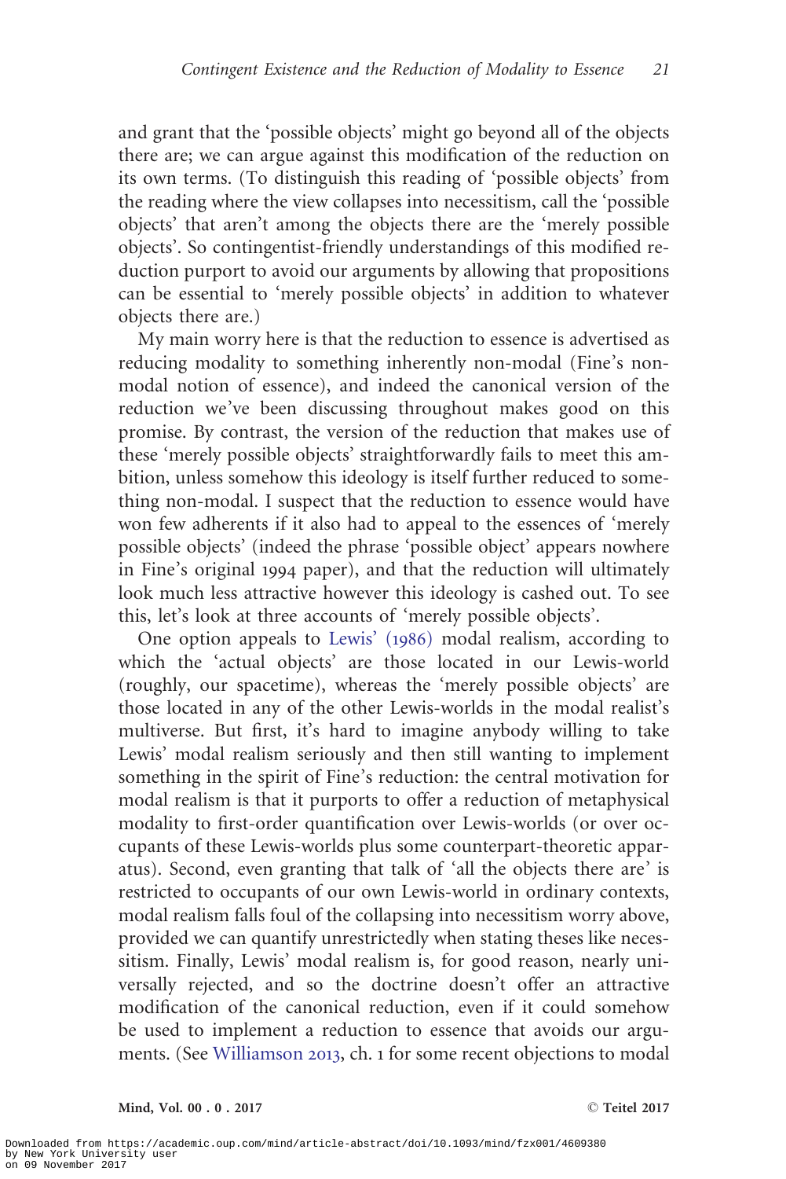and grant that the 'possible objects' might go beyond all of the objects there are; we can argue against this modification of the reduction on its own terms. (To distinguish this reading of 'possible objects' from the reading where the view collapses into necessitism, call the 'possible objects' that aren't among the objects there are the 'merely possible objects'. So contingentist-friendly understandings of this modified reduction purport to avoid our arguments by allowing that propositions can be essential to 'merely possible objects' in addition to whatever objects there are.)

My main worry here is that the reduction to essence is advertised as reducing modality to something inherently non-modal (Fine's non-modal notion of essence), and indeed the canonical version of the reduction we've been discussing throughout makes good on this promise. By contrast, the version of the reduction that makes use of these 'merely possible objects' straightforwardly fails to meet this ambition, unless somehow this ideology is itself further reduced to something non-modal. I suspect that the reduction to essence would have won few adherents if it also had to appeal to the essences of 'merely possible objects' (indeed the phrase 'possible object' appears nowhere in Fine's original 1994 paper), and that the reduction will ultimately look much less attractive however this ideology is cashed out. To see this, let's look at three accounts of 'merely possible objects'.

One option appeals to Lewis' (1986) modal realism, according to which the 'actual objects' are those located in our Lewis-world (roughly, our spacetime), whereas the 'merely possible objects' are those located in any of the other Lewis-worlds in the modal realist's multiverse. But first, it's hard to imagine anybody willing to take Lewis' modal realism seriously and then still wanting to implement something in the spirit of Fine's reduction: the central motivation for modal realism is that it purports to offer a reduction of metaphysical modality to first-order quantification over Lewis-worlds (or over occupants of these Lewis-worlds plus some counterpart-theoretic apparatus). Second, even granting that talk of 'all the objects there are' is restricted to occupants of our own Lewis-world in ordinary contexts, modal realism falls foul of the collapsing into necessitism worry above, provided we can quantify unrestrictedly when stating theses like necessitism. Finally, Lewis' modal realism is, for good reason, nearly universally rejected, and so the doctrine doesn't offer an attractive modification of the canonical reduction, even if it could somehow be used to implement a reduction to essence that avoids our arguments. (See Williamson 2013, ch. 1 for some recent objections to modal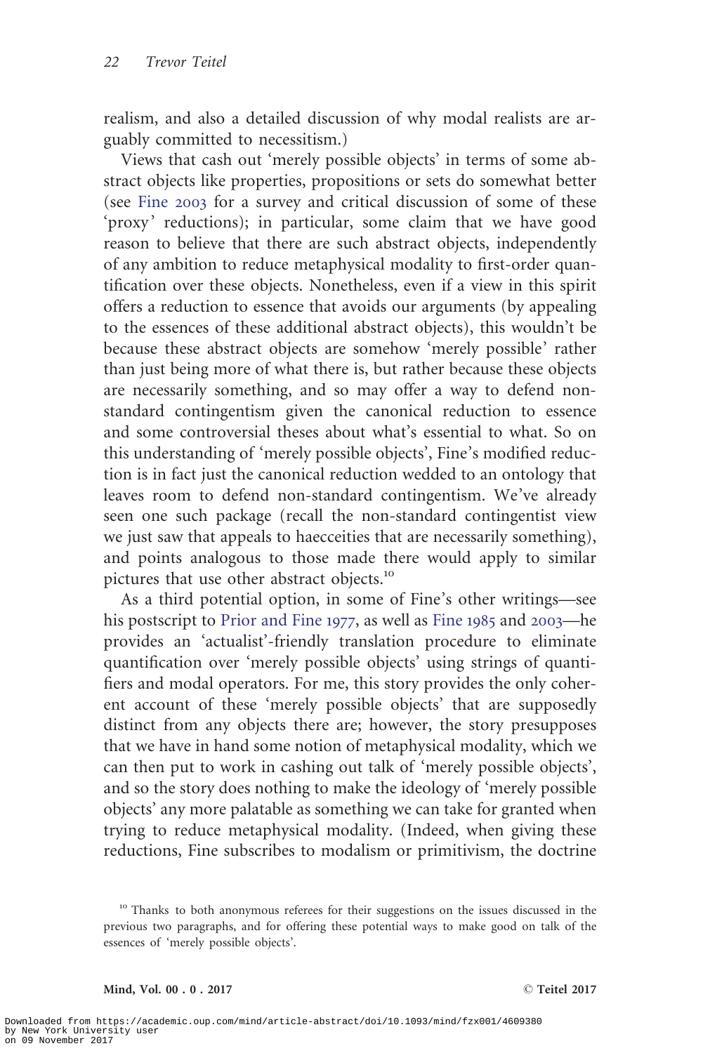realism, and also a detailed discussion of why modal realists are arguably committed to necessitism.)

Views that cash out 'merely possible objects' in terms of some abstract objects like properties, propositions or sets do somewhat better (see Fine 2003 for a survey and critical discussion of some of these 'proxy' reductions); in particular, some claim that we have good reason to believe that there are such abstract objects, independently of any ambition to reduce metaphysical modality to first-order quantification over these objects. Nonetheless, even if a view in this spirit offers a reduction to essence that avoids our arguments (by appealing to the essences of these additional abstract objects), this wouldn't be because these abstract objects are somehow 'merely possible' rather than just being more of what there is, but rather because these objects are necessarily something, and so may offer a way to defend non-standard contingentism given the canonical reduction to essence and some controversial theses about what's essential to what. So on this understanding of 'merely possible objects', Fine's modified reduction is in fact just the canonical reduction wedded to an ontology that leaves room to defend non-standard contingentism. We've already seen one such package (recall the non-standard contingentist view we just saw that appeals to haecceities that are necessarily something), and points analogous to those made there would apply to similar pictures that use other abstract objects.[10]

As a third potential option, in some of Fine's other writings—see his postscript to Prior and Fine 1977, as well as Fine 1985 and 2003—he provides an 'actualist'-friendly translation procedure to eliminate quantification over 'merely possible objects' using strings of quantifiers and modal operators. For me, this story provides the only coherent account of these 'merely possible objects' that are supposedly distinct from any objects there are; however, the story presupposes that we have in hand some notion of metaphysical modality, which we can then put to work in cashing out talk of 'merely possible objects', and so the story does nothing to make the ideology of 'merely possible objects' any more palatable as something we can take for granted when trying to reduce metaphysical modality. (Indeed, when giving these reductions, Fine subscribes to modalism or primitivism, the doctrine

[10] Thanks to both anonymous referees for their suggestions on the issues discussed in the previous two paragraphs, and for offering these potential ways to make good on talk of the essences of 'merely possible objects'.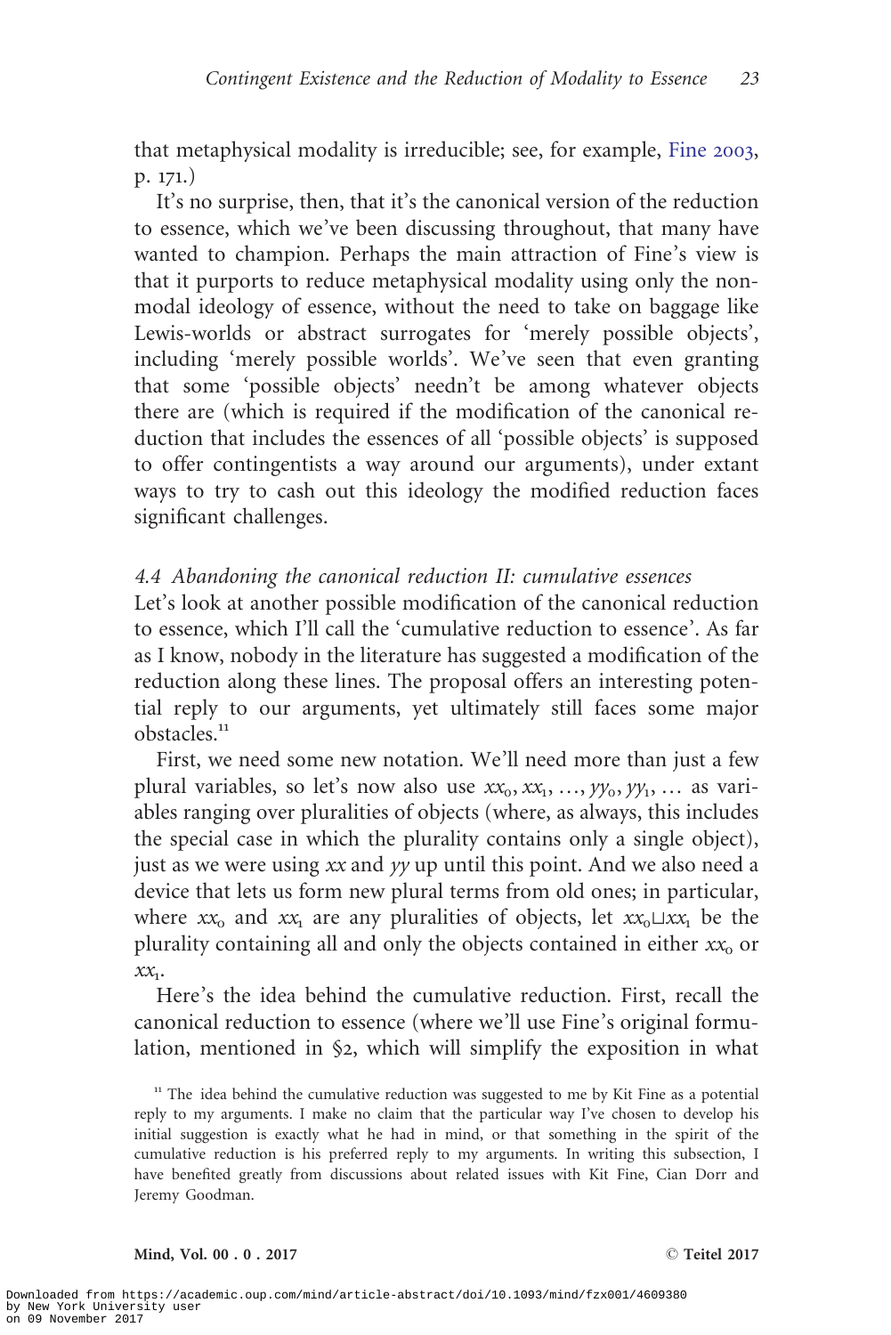that metaphysical modality is irreducible; see, for example, Fine 2003, p. 171.)

It's no surprise, then, that it's the canonical version of the reduction to essence, which we've been discussing throughout, that many have wanted to champion. Perhaps the main attraction of Fine's view is that it purports to reduce metaphysical modality using only the non-modal ideology of essence, without the need to take on baggage like Lewis-worlds or abstract surrogates for 'merely possible objects', including 'merely possible worlds'. We've seen that even granting that some 'possible objects' needn't be among whatever objects there are (which is required if the modification of the canonical reduction that includes the essences of all 'possible objects' is supposed to offer contingentists a way around our arguments), under extant ways to try to cash out this ideology the modified reduction faces significant challenges.

### 4.4 *Abandoning the canonical reduction II: cumulative essences*

Let's look at another possible modification of the canonical reduction to essence, which I'll call the 'cumulative reduction to essence'. As far as I know, nobody in the literature has suggested a modification of the reduction along these lines. The proposal offers an interesting potential reply to our arguments, yet ultimately still faces some major obstacles.[11]

First, we need some new notation. We'll need more than just a few plural variables, so let's now also use $xx_0, xx_1, \ldots, yy_0, yy_1, \ldots$ as variables ranging over pluralities of objects (where, as always, this includes the special case in which the plurality contains only a single object), just as we were using $xx$ and $yy$ up until this point. And we also need a device that lets us form new plural terms from old ones; in particular, where $xx_0$ and $xx_1$ are any pluralities of objects, let $xx_0 \sqcup xx_1$ be the plurality containing all and only the objects contained in either $xx_0$ or $xx_1$.

Here's the idea behind the cumulative reduction. First, recall the canonical reduction to essence (where we'll use Fine's original formulation, mentioned in §2, which will simplify the exposition in what

[11] The idea behind the cumulative reduction was suggested to me by Kit Fine as a potential reply to my arguments. I make no claim that the particular way I've chosen to develop his initial suggestion is exactly what he had in mind, or that something in the spirit of the cumulative reduction is his preferred reply to my arguments. In writing this subsection, I have benefited greatly from discussions about related issues with Kit Fine, Cian Dorr and Jeremy Goodman.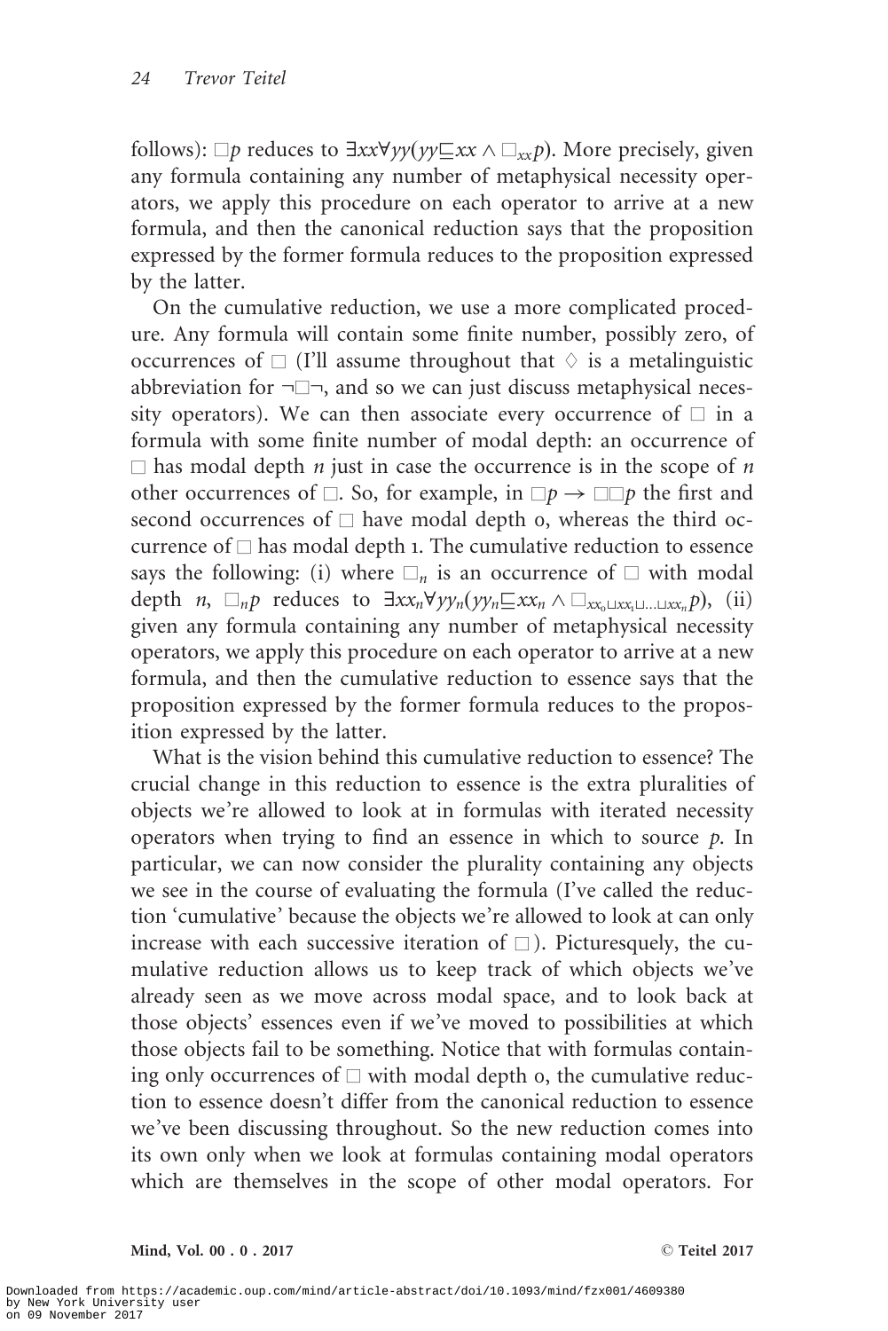follows): $\Box p$ reduces to $\exists xx \forall yy(yy \sqsubseteq xx \wedge \Box_{xx} p)$. More precisely, given any formula containing any number of metaphysical necessity operators, we apply this procedure on each operator to arrive at a new formula, and then the canonical reduction says that the proposition expressed by the former formula reduces to the proposition expressed by the latter.

On the cumulative reduction, we use a more complicated procedure. Any formula will contain some finite number, possibly zero, of occurrences of $\Box$ (I'll assume throughout that $\Diamond$ is a metalinguistic abbreviation for $\neg\Box\neg$, and so we can just discuss metaphysical necessity operators). We can then associate every occurrence of $\Box$ in a formula with some finite number of modal depth: an occurrence of $\Box$ has modal depth $n$ just in case the occurrence is in the scope of $n$ other occurrences of $\Box$. So, for example, in $\Box p \rightarrow \Box\Box p$ the first and second occurrences of $\Box$ have modal depth 0, whereas the third occurrence of $\Box$ has modal depth 1. The cumulative reduction to essence says the following: (i) where $\Box_n$ is an occurrence of $\Box$ with modal depth $n$, $\Box_n p$ reduces to $\exists xx_n \forall yy_n(yy_n \sqsubseteq xx_n \wedge \Box_{xx_0 \sqcup xx_1 \sqcup \ldots \sqcup xx_n} p)$, (ii) given any formula containing any number of metaphysical necessity operators, we apply this procedure on each operator to arrive at a new formula, and then the cumulative reduction to essence says that the proposition expressed by the former formula reduces to the proposition expressed by the latter.

What is the vision behind this cumulative reduction to essence? The crucial change in this reduction to essence is the extra pluralities of objects we're allowed to look at in formulas with iterated necessity operators when trying to find an essence in which to source $p$. In particular, we can now consider the plurality containing any objects we see in the course of evaluating the formula (I've called the reduction 'cumulative' because the objects we're allowed to look at can only increase with each successive iteration of $\Box$). Picturesquely, the cumulative reduction allows us to keep track of which objects we've already seen as we move across modal space, and to look back at those objects' essences even if we've moved to possibilities at which those objects fail to be something. Notice that with formulas containing only occurrences of $\Box$ with modal depth 0, the cumulative reduction to essence doesn't differ from the canonical reduction to essence we've been discussing throughout. So the new reduction comes into its own only when we look at formulas containing modal operators which are themselves in the scope of other modal operators. For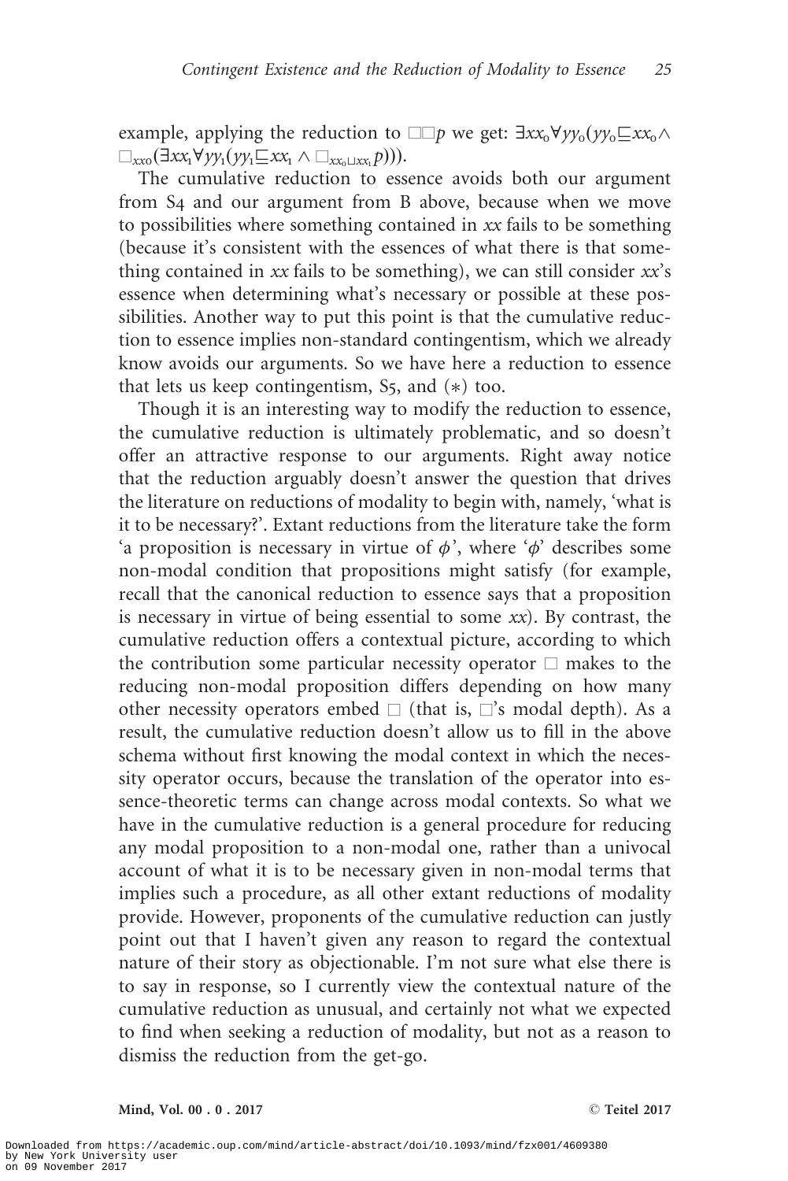example, applying the reduction to $\Box\Box p$ we get: $\exists xx_0 \forall yy_0(yy_0 \sqsubseteq xx_0 \wedge \Box_{xx0}(\exists xx_1 \forall yy_1(yy_1 \sqsubseteq xx_1 \wedge \Box_{xx_0 \sqcup xx_1} p)))$.

The cumulative reduction to essence avoids both our argument from S4 and our argument from B above, because when we move to possibilities where something contained in *xx* fails to be something (because it's consistent with the essences of what there is that something contained in *xx* fails to be something), we can still consider *xx*'s essence when determining what's necessary or possible at these possibilities. Another way to put this point is that the cumulative reduction to essence implies non-standard contingentism, which we already know avoids our arguments. So we have here a reduction to essence that lets us keep contingentism, S5, and (∗) too.

Though it is an interesting way to modify the reduction to essence, the cumulative reduction is ultimately problematic, and so doesn't offer an attractive response to our arguments. Right away notice that the reduction arguably doesn't answer the question that drives the literature on reductions of modality to begin with, namely, 'what is it to be necessary?'. Extant reductions from the literature take the form 'a proposition is necessary in virtue of $\phi$', where '$\phi$' describes some non-modal condition that propositions might satisfy (for example, recall that the canonical reduction to essence says that a proposition is necessary in virtue of being essential to some *xx*). By contrast, the cumulative reduction offers a contextual picture, according to which the contribution some particular necessity operator $\Box$ makes to the reducing non-modal proposition differs depending on how many other necessity operators embed $\Box$ (that is, $\Box$'s modal depth). As a result, the cumulative reduction doesn't allow us to fill in the above schema without first knowing the modal context in which the necessity operator occurs, because the translation of the operator into essence-theoretic terms can change across modal contexts. So what we have in the cumulative reduction is a general procedure for reducing any modal proposition to a non-modal one, rather than a univocal account of what it is to be necessary given in non-modal terms that implies such a procedure, as all other extant reductions of modality provide. However, proponents of the cumulative reduction can justly point out that I haven't given any reason to regard the contextual nature of their story as objectionable. I'm not sure what else there is to say in response, so I currently view the contextual nature of the cumulative reduction as unusual, and certainly not what we expected to find when seeking a reduction of modality, but not as a reason to dismiss the reduction from the get-go.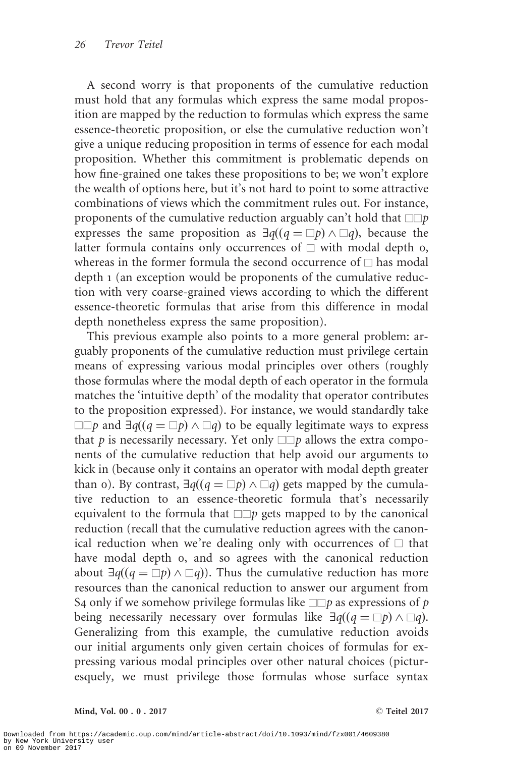A second worry is that proponents of the cumulative reduction must hold that any formulas which express the same modal proposition are mapped by the reduction to formulas which express the same essence-theoretic proposition, or else the cumulative reduction won't give a unique reducing proposition in terms of essence for each modal proposition. Whether this commitment is problematic depends on how fine-grained one takes these propositions to be; we won't explore the wealth of options here, but it's not hard to point to some attractive combinations of views which the commitment rules out. For instance, proponents of the cumulative reduction arguably can't hold that $\Box\Box p$ expresses the same proposition as $\exists q((q = \Box p) \wedge \Box q)$, because the latter formula contains only occurrences of $\Box$ with modal depth 0, whereas in the former formula the second occurrence of $\Box$ has modal depth 1 (an exception would be proponents of the cumulative reduction with very coarse-grained views according to which the different essence-theoretic formulas that arise from this difference in modal depth nonetheless express the same proposition).

This previous example also points to a more general problem: arguably proponents of the cumulative reduction must privilege certain means of expressing various modal principles over others (roughly those formulas where the modal depth of each operator in the formula matches the 'intuitive depth' of the modality that operator contributes to the proposition expressed). For instance, we would standardly take $\Box\Box p$ and $\exists q((q = \Box p) \wedge \Box q)$ to be equally legitimate ways to express that $p$ is necessarily necessary. Yet only $\Box\Box p$ allows the extra components of the cumulative reduction that help avoid our arguments to kick in (because only it contains an operator with modal depth greater than 0). By contrast, $\exists q((q = \Box p) \wedge \Box q)$ gets mapped by the cumulative reduction to an essence-theoretic formula that's necessarily equivalent to the formula that $\Box\Box p$ gets mapped to by the canonical reduction (recall that the cumulative reduction agrees with the canonical reduction when we're dealing only with occurrences of $\Box$ that have modal depth 0, and so agrees with the canonical reduction about $\exists q((q = \Box p) \wedge \Box q)$). Thus the cumulative reduction has more resources than the canonical reduction to answer our argument from S4 only if we somehow privilege formulas like $\Box\Box p$ as expressions of $p$ being necessarily necessary over formulas like $\exists q((q = \Box p) \wedge \Box q)$. Generalizing from this example, the cumulative reduction avoids our initial arguments only given certain choices of formulas for expressing various modal principles over other natural choices (picturesquely, we must privilege those formulas whose surface syntax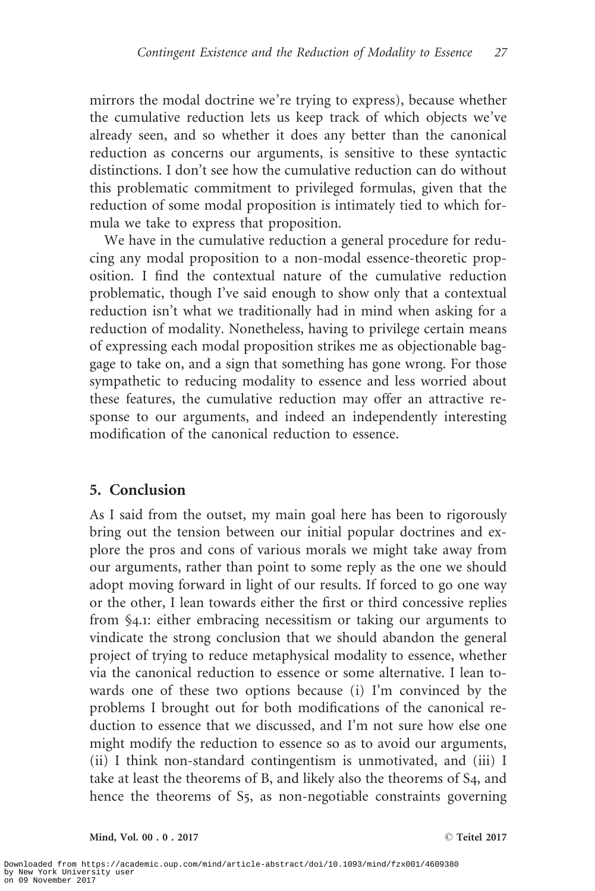mirrors the modal doctrine we're trying to express), because whether the cumulative reduction lets us keep track of which objects we've already seen, and so whether it does any better than the canonical reduction as concerns our arguments, is sensitive to these syntactic distinctions. I don't see how the cumulative reduction can do without this problematic commitment to privileged formulas, given that the reduction of some modal proposition is intimately tied to which formula we take to express that proposition.

We have in the cumulative reduction a general procedure for reducing any modal proposition to a non-modal essence-theoretic proposition. I find the contextual nature of the cumulative reduction problematic, though I've said enough to show only that a contextual reduction isn't what we traditionally had in mind when asking for a reduction of modality. Nonetheless, having to privilege certain means of expressing each modal proposition strikes me as objectionable baggage to take on, and a sign that something has gone wrong. For those sympathetic to reducing modality to essence and less worried about these features, the cumulative reduction may offer an attractive response to our arguments, and indeed an independently interesting modification of the canonical reduction to essence.

## 5. Conclusion

As I said from the outset, my main goal here has been to rigorously bring out the tension between our initial popular doctrines and explore the pros and cons of various morals we might take away from our arguments, rather than point to some reply as the one we should adopt moving forward in light of our results. If forced to go one way or the other, I lean towards either the first or third concessive replies from §4.1: either embracing necessitism or taking our arguments to vindicate the strong conclusion that we should abandon the general project of trying to reduce metaphysical modality to essence, whether via the canonical reduction to essence or some alternative. I lean towards one of these two options because (i) I'm convinced by the problems I brought out for both modifications of the canonical reduction to essence that we discussed, and I'm not sure how else one might modify the reduction to essence so as to avoid our arguments, (ii) I think non-standard contingentism is unmotivated, and (iii) I take at least the theorems of B, and likely also the theorems of S4, and hence the theorems of S5, as non-negotiable constraints governing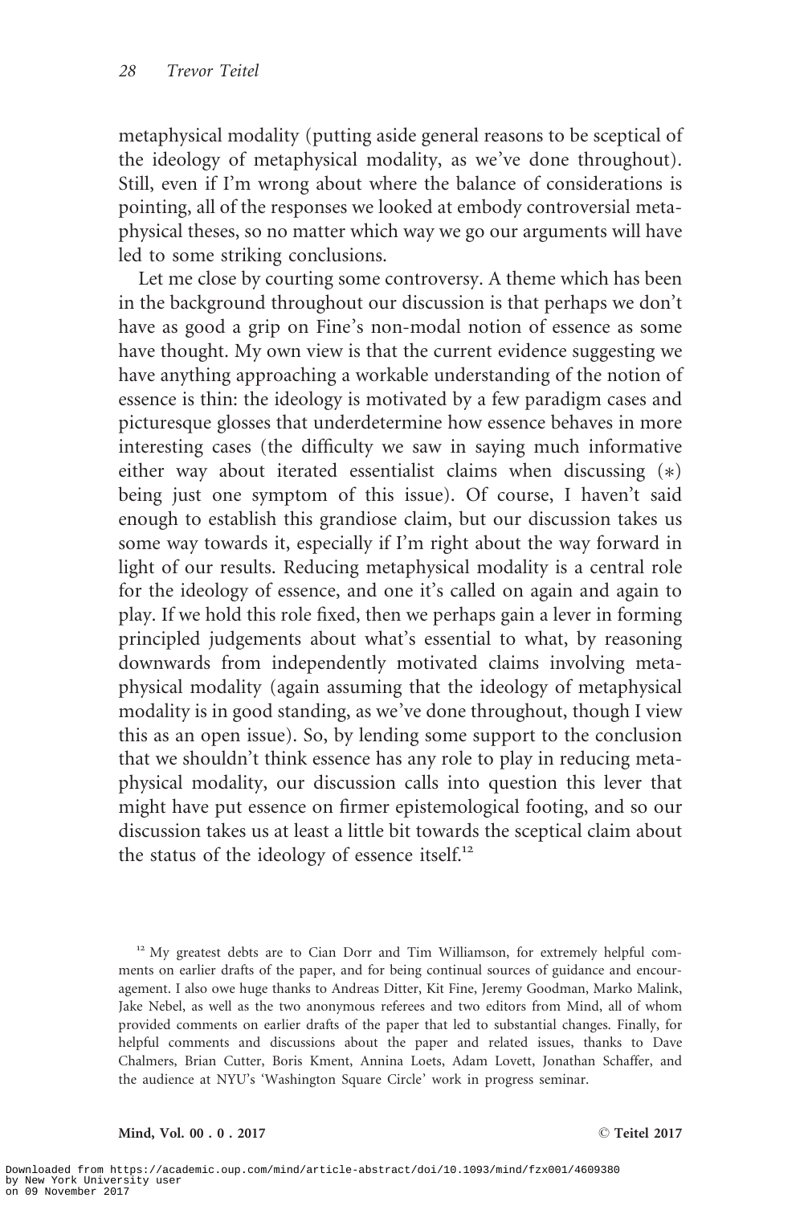metaphysical modality (putting aside general reasons to be sceptical of the ideology of metaphysical modality, as we've done throughout). Still, even if I'm wrong about where the balance of considerations is pointing, all of the responses we looked at embody controversial metaphysical theses, so no matter which way we go our arguments will have led to some striking conclusions.

Let me close by courting some controversy. A theme which has been in the background throughout our discussion is that perhaps we don't have as good a grip on Fine's non-modal notion of essence as some have thought. My own view is that the current evidence suggesting we have anything approaching a workable understanding of the notion of essence is thin: the ideology is motivated by a few paradigm cases and picturesque glosses that underdetermine how essence behaves in more interesting cases (the difficulty we saw in saying much informative either way about iterated essentialist claims when discussing ($*$) being just one symptom of this issue). Of course, I haven't said enough to establish this grandiose claim, but our discussion takes us some way towards it, especially if I'm right about the way forward in light of our results. Reducing metaphysical modality is a central role for the ideology of essence, and one it's called on again and again to play. If we hold this role fixed, then we perhaps gain a lever in forming principled judgements about what's essential to what, by reasoning downwards from independently motivated claims involving metaphysical modality (again assuming that the ideology of metaphysical modality is in good standing, as we've done throughout, though I view this as an open issue). So, by lending some support to the conclusion that we shouldn't think essence has any role to play in reducing metaphysical modality, our discussion calls into question this lever that might have put essence on firmer epistemological footing, and so our discussion takes us at least a little bit towards the sceptical claim about the status of the ideology of essence itself.[12]

[12] My greatest debts are to Cian Dorr and Tim Williamson, for extremely helpful comments on earlier drafts of the paper, and for being continual sources of guidance and encouragement. I also owe huge thanks to Andreas Ditter, Kit Fine, Jeremy Goodman, Marko Malink, Jake Nebel, as well as the two anonymous referees and two editors from Mind, all of whom provided comments on earlier drafts of the paper that led to substantial changes. Finally, for helpful comments and discussions about the paper and related issues, thanks to Dave Chalmers, Brian Cutter, Boris Kment, Annina Loets, Adam Lovett, Jonathan Schaffer, and the audience at NYU's 'Washington Square Circle' work in progress seminar.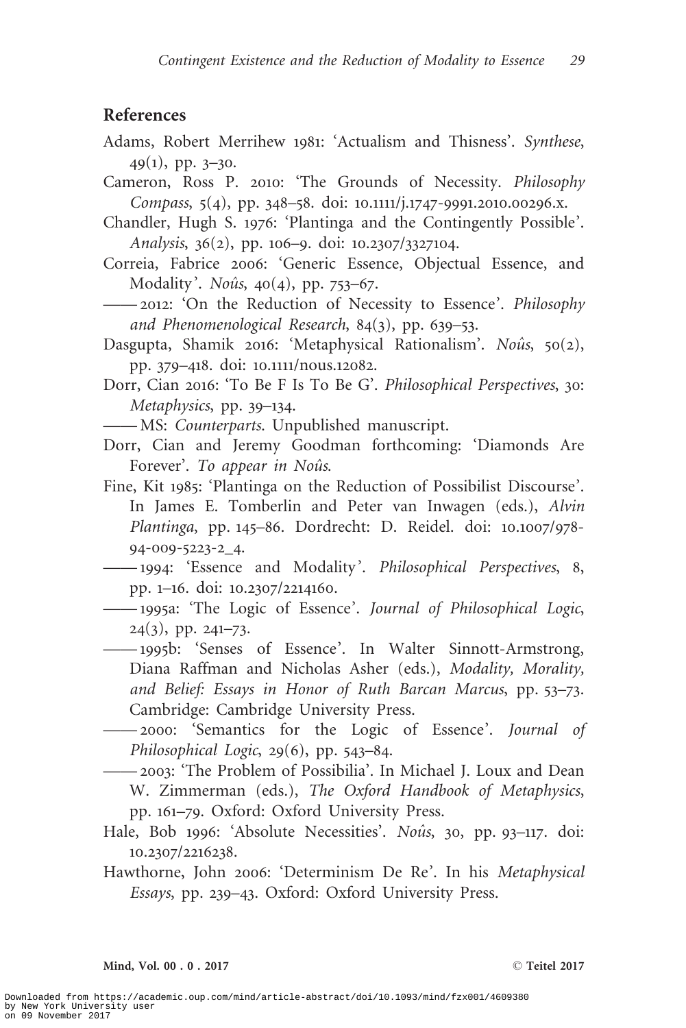## References

Adams, Robert Merrihew 1981: 'Actualism and Thisness'. *Synthese*, 49(1), pp. 3–30.

Cameron, Ross P. 2010: 'The Grounds of Necessity. *Philosophy Compass*, 5(4), pp. 348–58. doi: 10.1111/j.1747-9991.2010.00296.x.

Chandler, Hugh S. 1976: 'Plantinga and the Contingently Possible'. *Analysis*, 36(2), pp. 106–9. doi: 10.2307/3327104.

Correia, Fabrice 2006: 'Generic Essence, Objectual Essence, and Modality'. *Noûs*, 40(4), pp. 753–67.

—— 2012: 'On the Reduction of Necessity to Essence'. *Philosophy and Phenomenological Research*, 84(3), pp. 639–53.

Dasgupta, Shamik 2016: 'Metaphysical Rationalism'. *Noûs*, 50(2), pp. 379–418. doi: 10.1111/nous.12082.

Dorr, Cian 2016: 'To Be F Is To Be G'. *Philosophical Perspectives*, 30: *Metaphysics*, pp. 39–134.

—— MS: *Counterparts*. Unpublished manuscript.

Dorr, Cian and Jeremy Goodman forthcoming: 'Diamonds Are Forever'. *To appear in Noûs*.

Fine, Kit 1985: 'Plantinga on the Reduction of Possibilist Discourse'. In James E. Tomberlin and Peter van Inwagen (eds.), *Alvin Plantinga*, pp. 145–86. Dordrecht: D. Reidel. doi: 10.1007/978-94-009-5223-2_4.

—— 1994: 'Essence and Modality'. *Philosophical Perspectives*, 8, pp. 1–16. doi: 10.2307/2214160.

—— 1995a: 'The Logic of Essence'. *Journal of Philosophical Logic*, 24(3), pp. 241–73.

—— 1995b: 'Senses of Essence'. In Walter Sinnott-Armstrong, Diana Raffman and Nicholas Asher (eds.), *Modality, Morality, and Belief: Essays in Honor of Ruth Barcan Marcus*, pp. 53–73. Cambridge: Cambridge University Press.

—— 2000: 'Semantics for the Logic of Essence'. *Journal of Philosophical Logic*, 29(6), pp. 543–84.

—— 2003: 'The Problem of Possibilia'. In Michael J. Loux and Dean W. Zimmerman (eds.), *The Oxford Handbook of Metaphysics*, pp. 161–79. Oxford: Oxford University Press.

Hale, Bob 1996: 'Absolute Necessities'. *Noûs*, 30, pp. 93–117. doi: 10.2307/2216238.

Hawthorne, John 2006: 'Determinism De Re'. In his *Metaphysical Essays*, pp. 239–43. Oxford: Oxford University Press.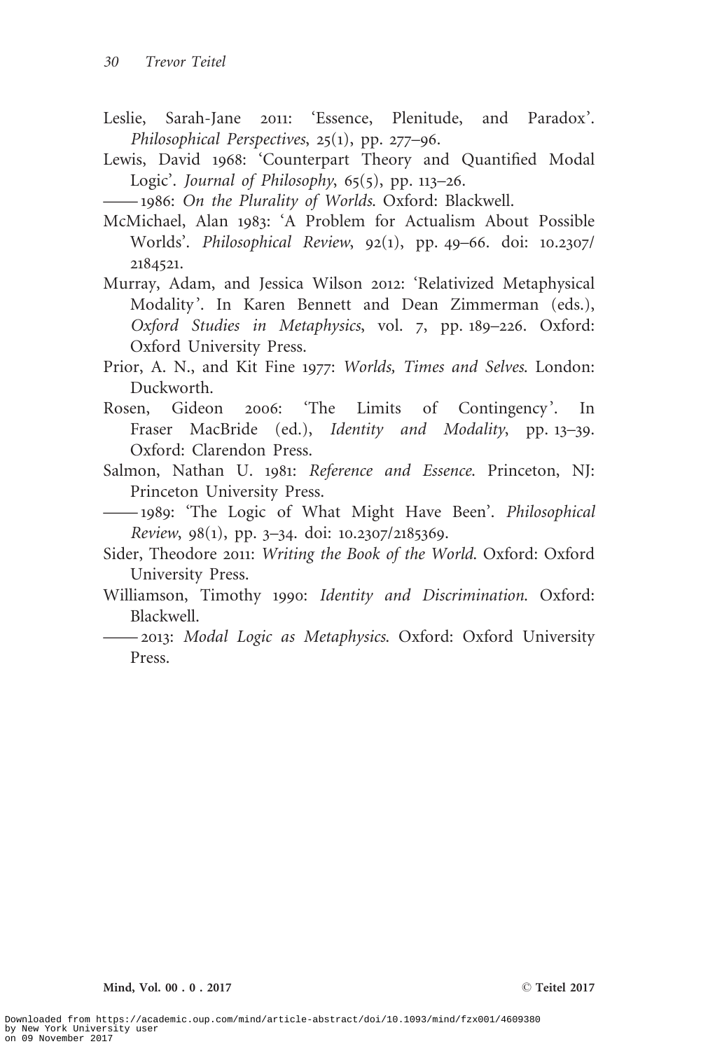Leslie, Sarah-Jane 2011: 'Essence, Plenitude, and Paradox'. *Philosophical Perspectives*, 25(1), pp. 277–96.

Lewis, David 1968: 'Counterpart Theory and Quantified Modal Logic'. *Journal of Philosophy*, 65(5), pp. 113–26.

—— 1986: *On the Plurality of Worlds*. Oxford: Blackwell.

McMichael, Alan 1983: 'A Problem for Actualism About Possible Worlds'. *Philosophical Review*, 92(1), pp. 49–66. doi: 10.2307/2184521.

Murray, Adam, and Jessica Wilson 2012: 'Relativized Metaphysical Modality'. In Karen Bennett and Dean Zimmerman (eds.), *Oxford Studies in Metaphysics*, vol. 7, pp. 189–226. Oxford: Oxford University Press.

Prior, A. N., and Kit Fine 1977: *Worlds, Times and Selves*. London: Duckworth.

Rosen, Gideon 2006: 'The Limits of Contingency'. In Fraser MacBride (ed.), *Identity and Modality*, pp. 13–39. Oxford: Clarendon Press.

Salmon, Nathan U. 1981: *Reference and Essence*. Princeton, NJ: Princeton University Press.

—— 1989: 'The Logic of What Might Have Been'. *Philosophical Review*, 98(1), pp. 3–34. doi: 10.2307/2185369.

Sider, Theodore 2011: *Writing the Book of the World*. Oxford: Oxford University Press.

Williamson, Timothy 1990: *Identity and Discrimination*. Oxford: Blackwell.

—— 2013: *Modal Logic as Metaphysics*. Oxford: Oxford University Press.